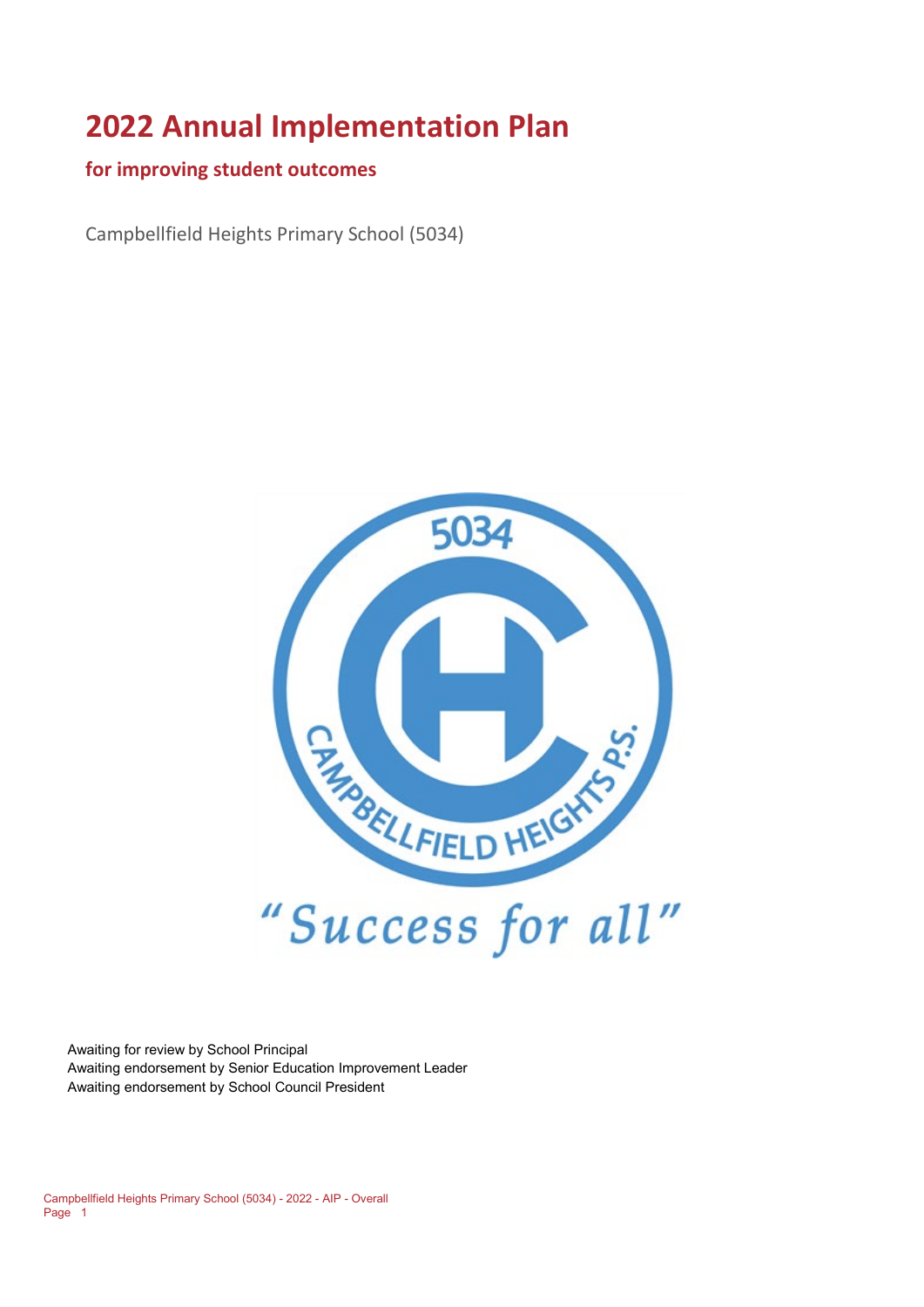# 2022 Annual Implementation Plan

## for improving student outcomes

Campbellfield Heights Primary School (5034)

Awaiting for review by School Principal
Awaiting endorsement by Senior Education Improvement Leader
Awaiting endorsement by School Council President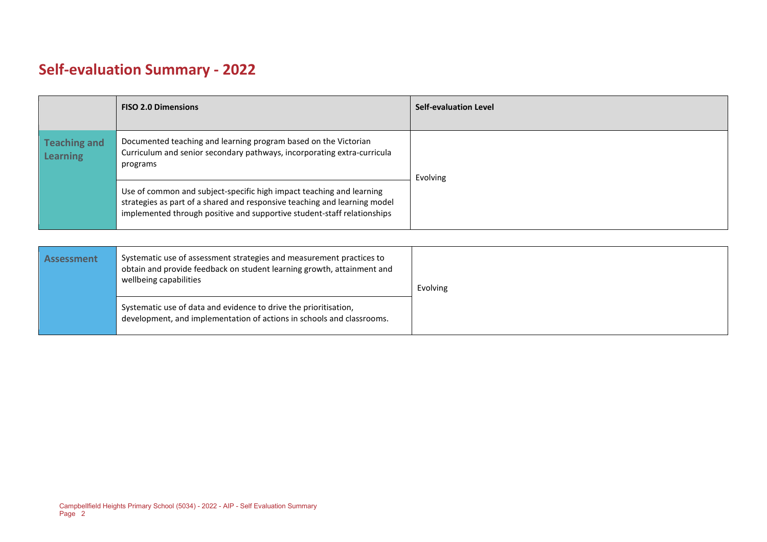# Self-evaluation Summary - 2022

| | FISO 2.0 Dimensions | Self-evaluation Level |
|---|---|---|
| Teaching and Learning | Documented teaching and learning program based on the Victorian Curriculum and senior secondary pathways, incorporating extra-curricula programs | Evolving |
| | Use of common and subject-specific high impact teaching and learning strategies as part of a shared and responsive teaching and learning model implemented through positive and supportive student-staff relationships | |

| | | |
|---|---|---|
| Assessment | Systematic use of assessment strategies and measurement practices to obtain and provide feedback on student learning growth, attainment and wellbeing capabilities | Evolving |
| | Systematic use of data and evidence to drive the prioritisation, development, and implementation of actions in schools and classrooms. | |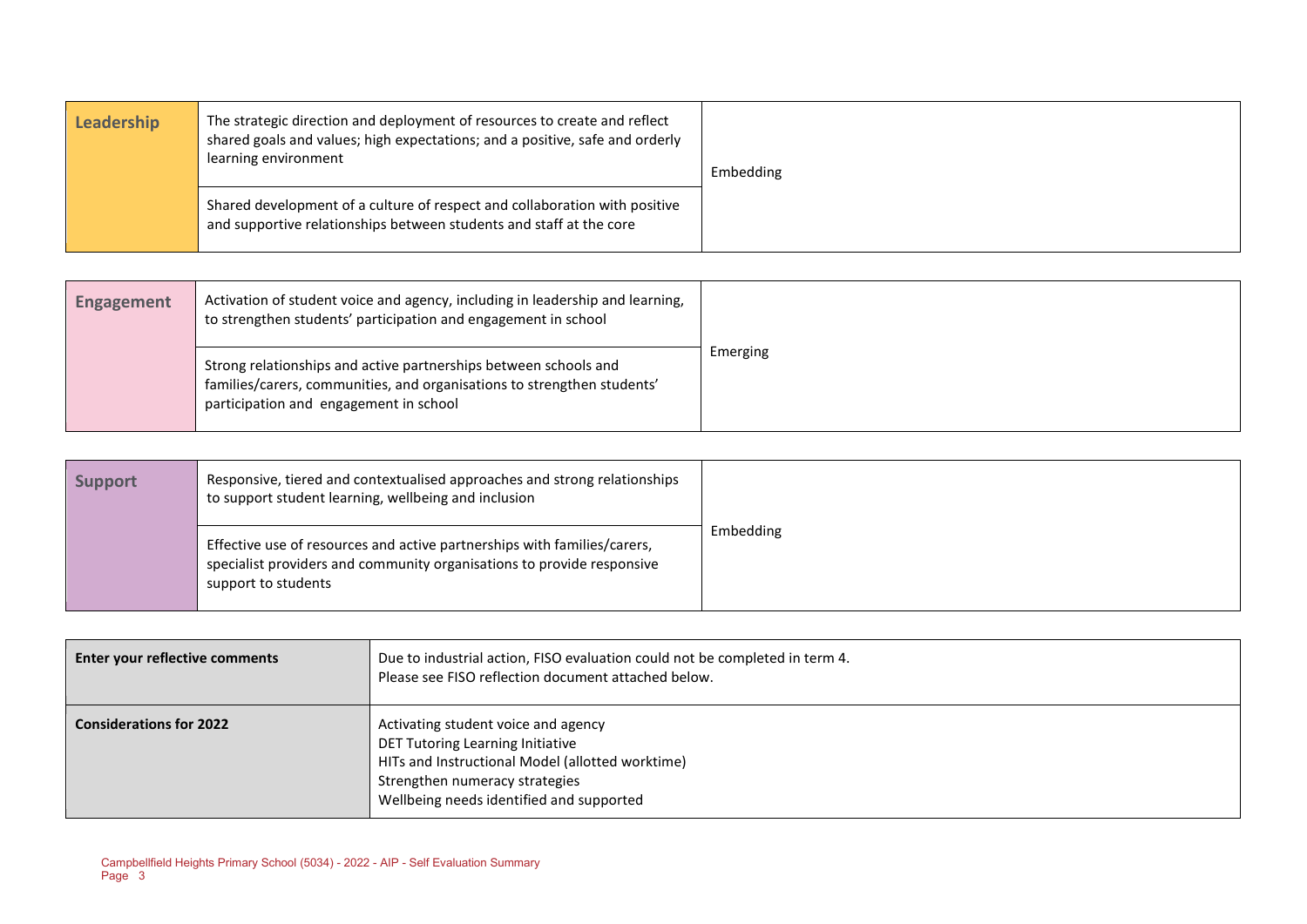| Leadership | | |
|---|---|---|
| | The strategic direction and deployment of resources to create and reflect shared goals and values; high expectations; and a positive, safe and orderly learning environment | Embedding |
| | Shared development of a culture of respect and collaboration with positive and supportive relationships between students and staff at the core | |

| Engagement | | |
|---|---|---|
| | Activation of student voice and agency, including in leadership and learning, to strengthen students' participation and engagement in school | Emerging |
| | Strong relationships and active partnerships between schools and families/carers, communities, and organisations to strengthen students' participation and engagement in school | |

| Support | | |
|---|---|---|
| | Responsive, tiered and contextualised approaches and strong relationships to support student learning, wellbeing and inclusion | Embedding |
| | Effective use of resources and active partnerships with families/carers, specialist providers and community organisations to provide responsive support to students | |

| | |
|---|---|
| **Enter your reflective comments** | Due to industrial action, FISO evaluation could not be completed in term 4.<br>Please see FISO reflection document attached below. |
| **Considerations for 2022** | Activating student voice and agency<br>DET Tutoring Learning Initiative<br>HITs and Instructional Model (allotted worktime)<br>Strengthen numeracy strategies<br>Wellbeing needs identified and supported |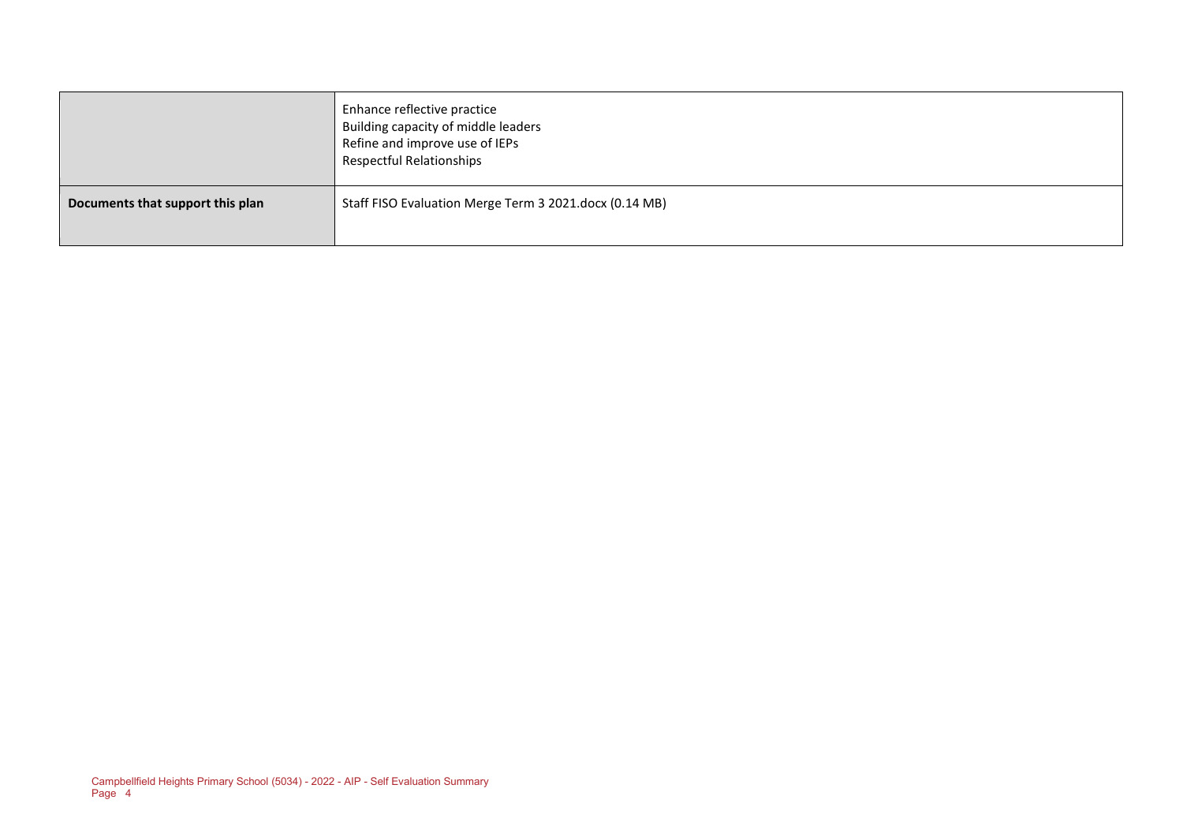| | |
|---|---|
| | Enhance reflective practice<br>Building capacity of middle leaders<br>Refine and improve use of IEPs<br>Respectful Relationships |
| **Documents that support this plan** | Staff FISO Evaluation Merge Term 3 2021.docx (0.14 MB) |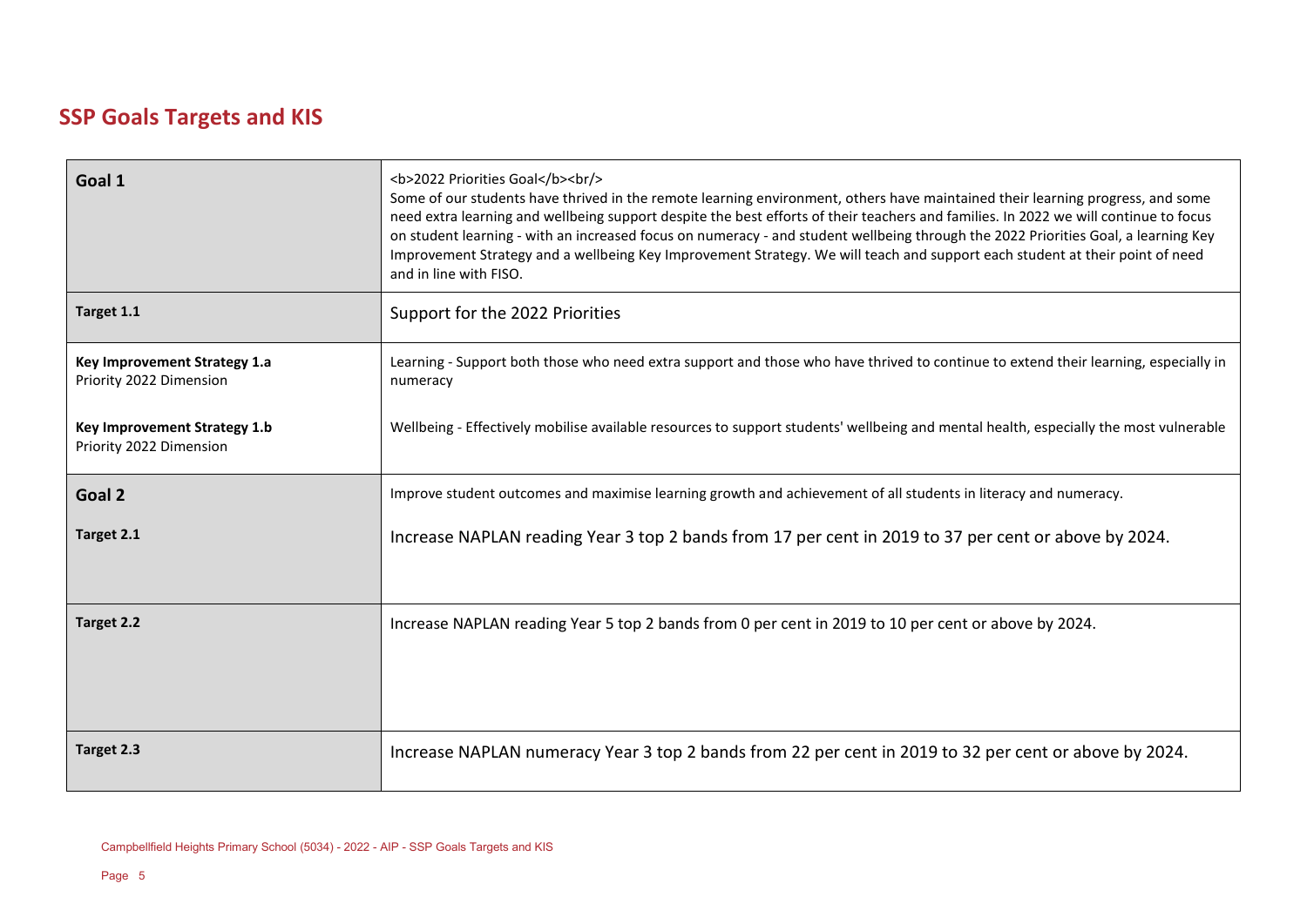## SSP Goals Targets and KIS

| | |
|---|---|
| **Goal 1** | <b>2022 Priorities Goal</b><br/> Some of our students have thrived in the remote learning environment, others have maintained their learning progress, and some need extra learning and wellbeing support despite the best efforts of their teachers and families. In 2022 we will continue to focus on student learning - with an increased focus on numeracy - and student wellbeing through the 2022 Priorities Goal, a learning Key Improvement Strategy and a wellbeing Key Improvement Strategy. We will teach and support each student at their point of need and in line with FISO. |
| **Target 1.1** | Support for the 2022 Priorities |
| **Key Improvement Strategy 1.a** Priority 2022 Dimension | Learning - Support both those who need extra support and those who have thrived to continue to extend their learning, especially in numeracy |
| **Key Improvement Strategy 1.b** Priority 2022 Dimension | Wellbeing - Effectively mobilise available resources to support students' wellbeing and mental health, especially the most vulnerable |
| **Goal 2** | Improve student outcomes and maximise learning growth and achievement of all students in literacy and numeracy. |
| **Target 2.1** | Increase NAPLAN reading Year 3 top 2 bands from 17 per cent in 2019 to 37 per cent or above by 2024. |
| **Target 2.2** | Increase NAPLAN reading Year 5 top 2 bands from 0 per cent in 2019 to 10 per cent or above by 2024. |
| **Target 2.3** | Increase NAPLAN numeracy Year 3 top 2 bands from 22 per cent in 2019 to 32 per cent or above by 2024. |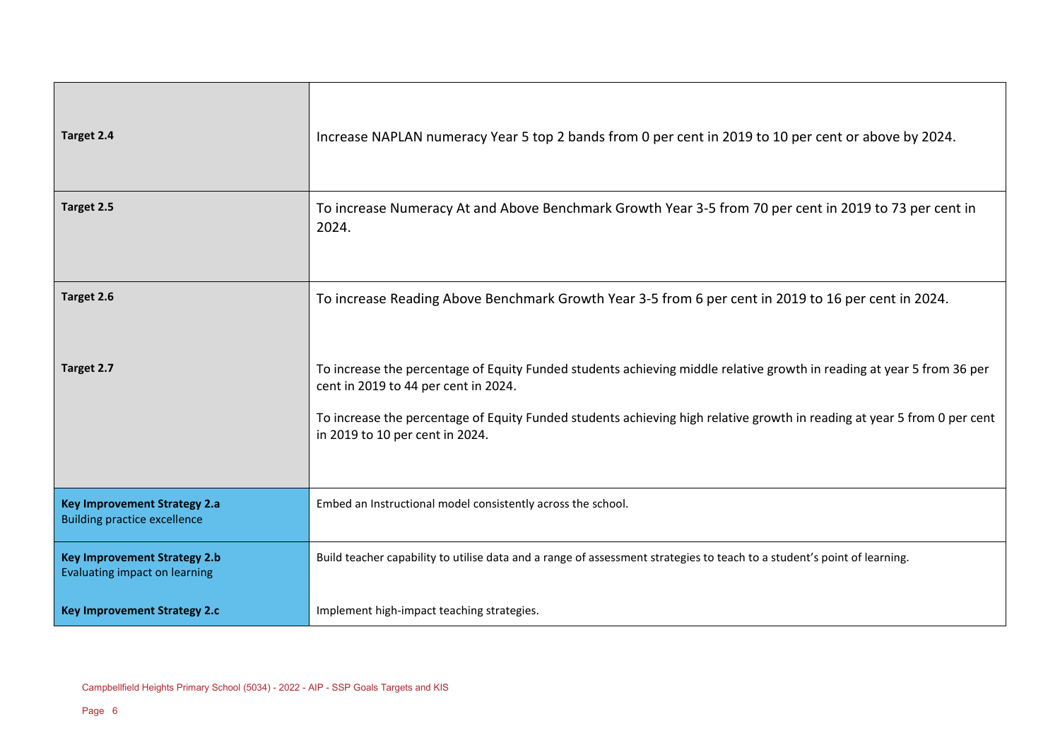| | |
|---|---|
| **Target 2.4** | Increase NAPLAN numeracy Year 5 top 2 bands from 0 per cent in 2019 to 10 per cent or above by 2024. |
| **Target 2.5** | To increase Numeracy At and Above Benchmark Growth Year 3-5 from 70 per cent in 2019 to 73 per cent in 2024. |
| **Target 2.6**<br><br>**Target 2.7** | To increase Reading Above Benchmark Growth Year 3-5 from 6 per cent in 2019 to 16 per cent in 2024.<br><br>To increase the percentage of Equity Funded students achieving middle relative growth in reading at year 5 from 36 per cent in 2019 to 44 per cent in 2024.<br><br>To increase the percentage of Equity Funded students achieving high relative growth in reading at year 5 from 0 per cent in 2019 to 10 per cent in 2024. |
| **Key Improvement Strategy 2.a**<br>Building practice excellence | Embed an Instructional model consistently across the school. |
| **Key Improvement Strategy 2.b**<br>Evaluating impact on learning<br><br>**Key Improvement Strategy 2.c** | Build teacher capability to utilise data and a range of assessment strategies to teach to a student's point of learning.<br><br>Implement high-impact teaching strategies. |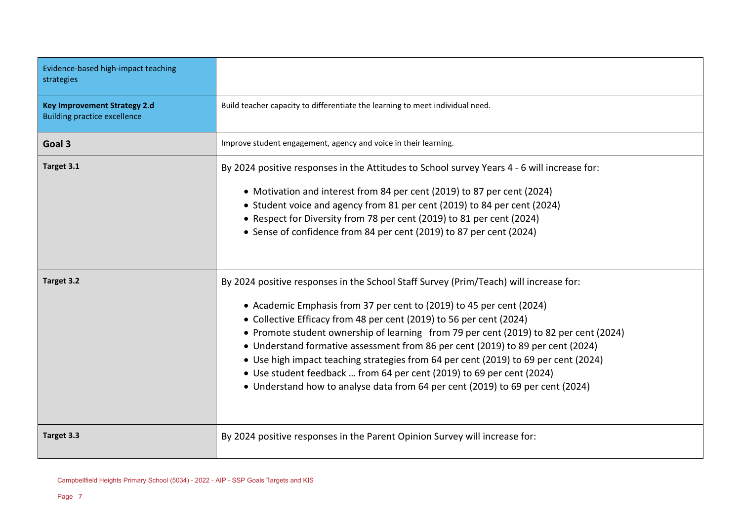| | |
|---|---|
| Evidence-based high-impact teaching strategies | |
| **Key Improvement Strategy 2.d**<br>Building practice excellence | Build teacher capacity to differentiate the learning to meet individual need. |
| **Goal 3** | Improve student engagement, agency and voice in their learning. |
| **Target 3.1** | By 2024 positive responses in the Attitudes to School survey Years 4 - 6 will increase for:<br><br>• Motivation and interest from 84 per cent (2019) to 87 per cent (2024)<br>• Student voice and agency from 81 per cent (2019) to 84 per cent (2024)<br>• Respect for Diversity from 78 per cent (2019) to 81 per cent (2024)<br>• Sense of confidence from 84 per cent (2019) to 87 per cent (2024) |
| **Target 3.2** | By 2024 positive responses in the School Staff Survey (Prim/Teach) will increase for:<br><br>• Academic Emphasis from 37 per cent to (2019) to 45 per cent (2024)<br>• Collective Efficacy from 48 per cent (2019) to 56 per cent (2024)<br>• Promote student ownership of learning from 79 per cent (2019) to 82 per cent (2024)<br>• Understand formative assessment from 86 per cent (2019) to 89 per cent (2024)<br>• Use high impact teaching strategies from 64 per cent (2019) to 69 per cent (2024)<br>• Use student feedback … from 64 per cent (2019) to 69 per cent (2024)<br>• Understand how to analyse data from 64 per cent (2019) to 69 per cent (2024) |
| **Target 3.3** | By 2024 positive responses in the Parent Opinion Survey will increase for: |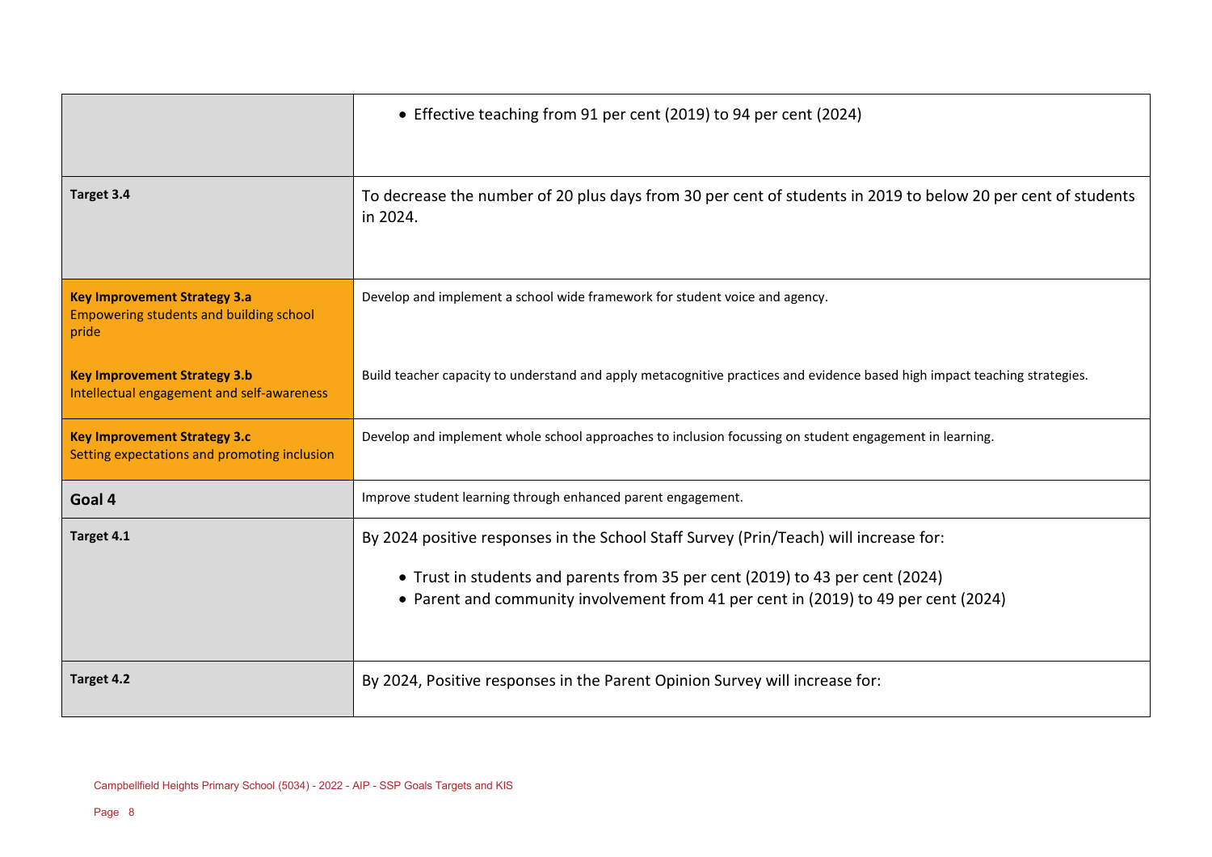| | |
|---|---|
| | • Effective teaching from 91 per cent (2019) to 94 per cent (2024) |
| **Target 3.4** | To decrease the number of 20 plus days from 30 per cent of students in 2019 to below 20 per cent of students in 2024. |
| **Key Improvement Strategy 3.a**<br>Empowering students and building school pride | Develop and implement a school wide framework for student voice and agency. |
| **Key Improvement Strategy 3.b**<br>Intellectual engagement and self-awareness | Build teacher capacity to understand and apply metacognitive practices and evidence based high impact teaching strategies. |
| **Key Improvement Strategy 3.c**<br>Setting expectations and promoting inclusion | Develop and implement whole school approaches to inclusion focussing on student engagement in learning. |
| **Goal 4** | Improve student learning through enhanced parent engagement. |
| **Target 4.1** | By 2024 positive responses in the School Staff Survey (Prin/Teach) will increase for:<br><br>• Trust in students and parents from 35 per cent (2019) to 43 per cent (2024)<br>• Parent and community involvement from 41 per cent in (2019) to 49 per cent (2024) |
| **Target 4.2** | By 2024, Positive responses in the Parent Opinion Survey will increase for: |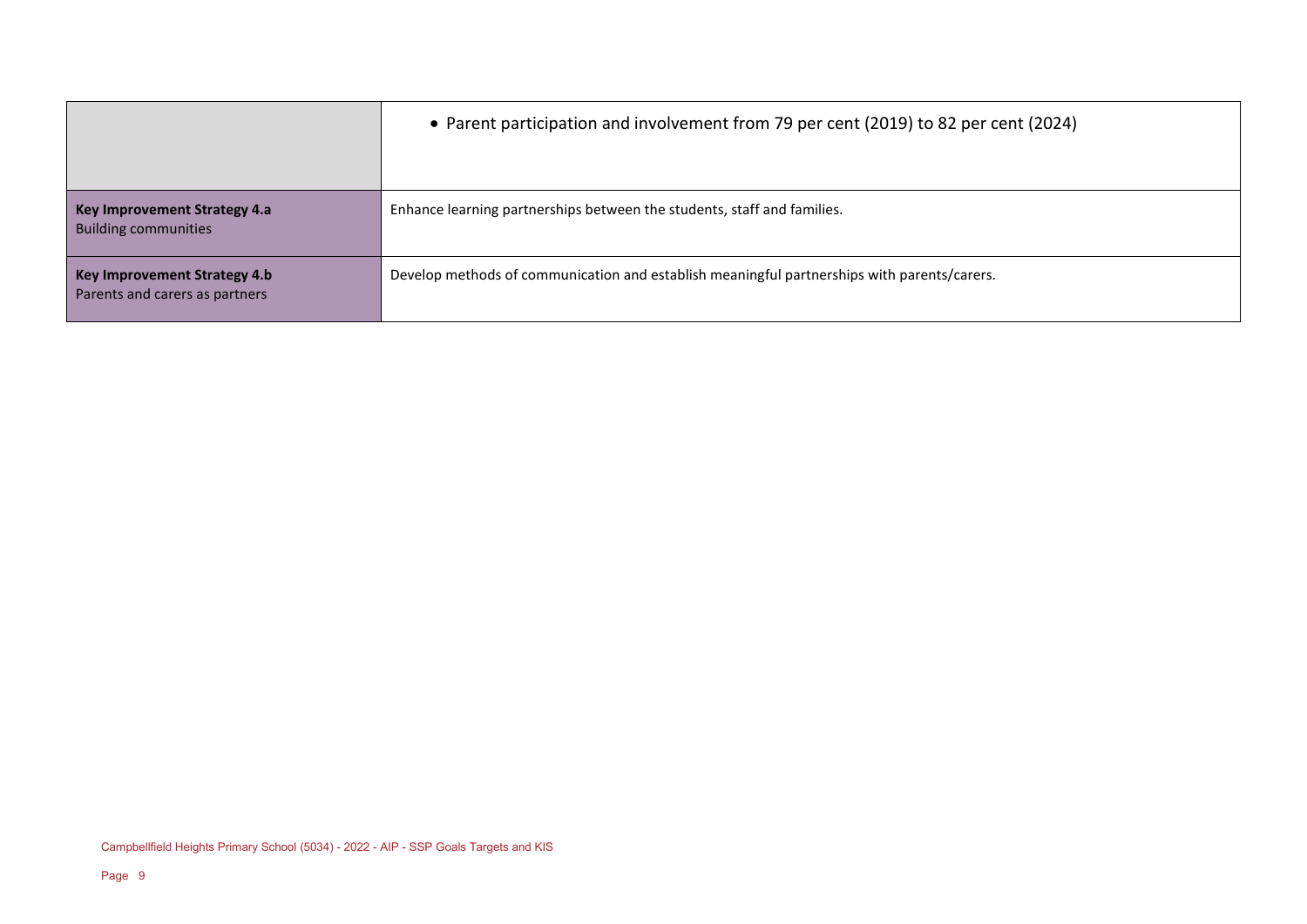| | |
|---|---|
| | • Parent participation and involvement from 79 per cent (2019) to 82 per cent (2024) |
| **Key Improvement Strategy 4.a** Building communities | Enhance learning partnerships between the students, staff and families. |
| **Key Improvement Strategy 4.b** Parents and carers as partners | Develop methods of communication and establish meaningful partnerships with parents/carers. |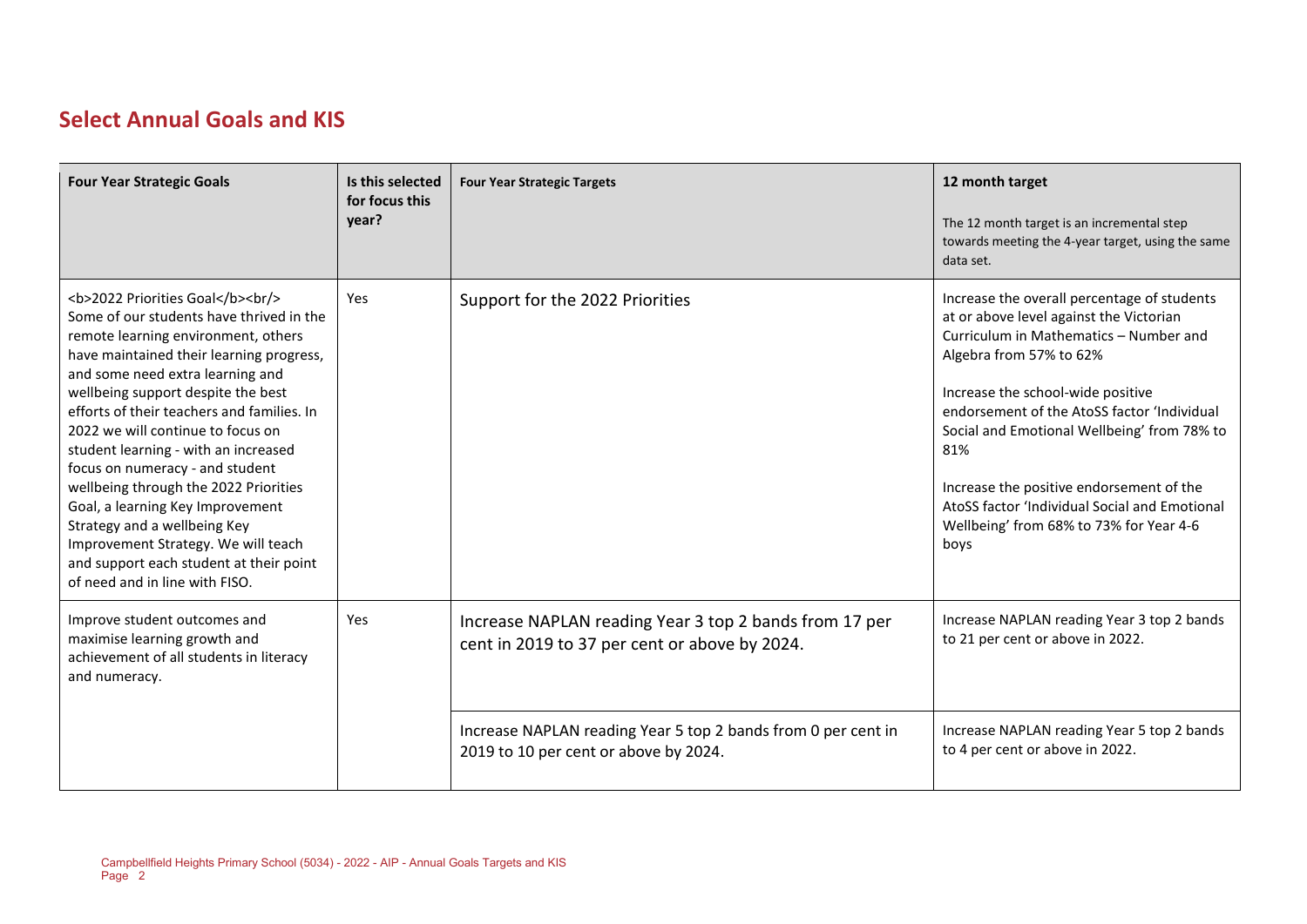## Select Annual Goals and KIS

| Four Year Strategic Goals | Is this selected for focus this year? | Four Year Strategic Targets | 12 month target<br>The 12 month target is an incremental step towards meeting the 4-year target, using the same data set. |
|---|---|---|---|
| <b>2022 Priorities Goal</b><br/> Some of our students have thrived in the remote learning environment, others have maintained their learning progress, and some need extra learning and wellbeing support despite the best efforts of their teachers and families. In 2022 we will continue to focus on student learning - with an increased focus on numeracy - and student wellbeing through the 2022 Priorities Goal, a learning Key Improvement Strategy and a wellbeing Key Improvement Strategy. We will teach and support each student at their point of need and in line with FISO. | Yes | Support for the 2022 Priorities | Increase the overall percentage of students at or above level against the Victorian Curriculum in Mathematics – Number and Algebra from 57% to 62%<br><br>Increase the school-wide positive endorsement of the AtoSS factor 'Individual Social and Emotional Wellbeing' from 78% to 81%<br><br>Increase the positive endorsement of the AtoSS factor 'Individual Social and Emotional Wellbeing' from 68% to 73% for Year 4-6 boys |
| Improve student outcomes and maximise learning growth and achievement of all students in literacy and numeracy. | Yes | Increase NAPLAN reading Year 3 top 2 bands from 17 per cent in 2019 to 37 per cent or above by 2024. | Increase NAPLAN reading Year 3 top 2 bands to 21 per cent or above in 2022. |
| | | Increase NAPLAN reading Year 5 top 2 bands from 0 per cent in 2019 to 10 per cent or above by 2024. | Increase NAPLAN reading Year 5 top 2 bands to 4 per cent or above in 2022. |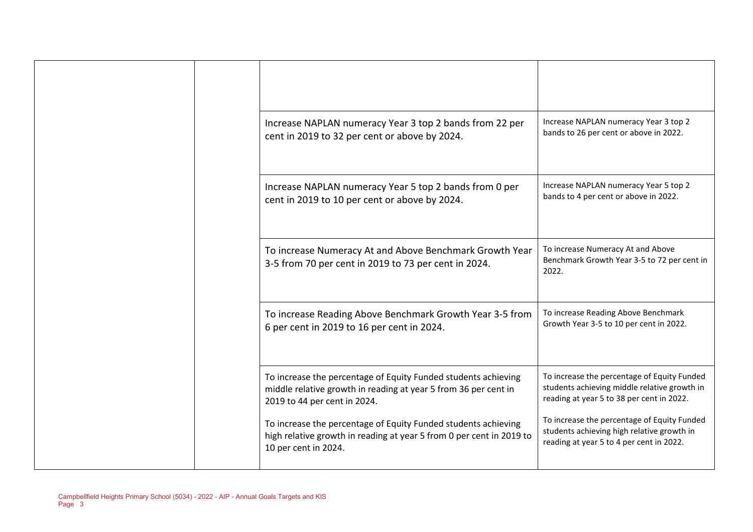| | | | |
|---|---|---|---|
| | | | |
| | | Increase NAPLAN numeracy Year 3 top 2 bands from 22 per cent in 2019 to 32 per cent or above by 2024. | Increase NAPLAN numeracy Year 3 top 2 bands to 26 per cent or above in 2022. |
| | | Increase NAPLAN numeracy Year 5 top 2 bands from 0 per cent in 2019 to 10 per cent or above by 2024. | Increase NAPLAN numeracy Year 5 top 2 bands to 4 per cent or above in 2022. |
| | | To increase Numeracy At and Above Benchmark Growth Year 3-5 from 70 per cent in 2019 to 73 per cent in 2024. | To increase Numeracy At and Above Benchmark Growth Year 3-5 to 72 per cent in 2022. |
| | | To increase Reading Above Benchmark Growth Year 3-5 from 6 per cent in 2019 to 16 per cent in 2024. | To increase Reading Above Benchmark Growth Year 3-5 to 10 per cent in 2022. |
| | | To increase the percentage of Equity Funded students achieving middle relative growth in reading at year 5 from 36 per cent in 2019 to 44 per cent in 2024.<br><br>To increase the percentage of Equity Funded students achieving high relative growth in reading at year 5 from 0 per cent in 2019 to 10 per cent in 2024. | To increase the percentage of Equity Funded students achieving middle relative growth in reading at year 5 to 38 per cent in 2022.<br><br>To increase the percentage of Equity Funded students achieving high relative growth in reading at year 5 to 4 per cent in 2022. |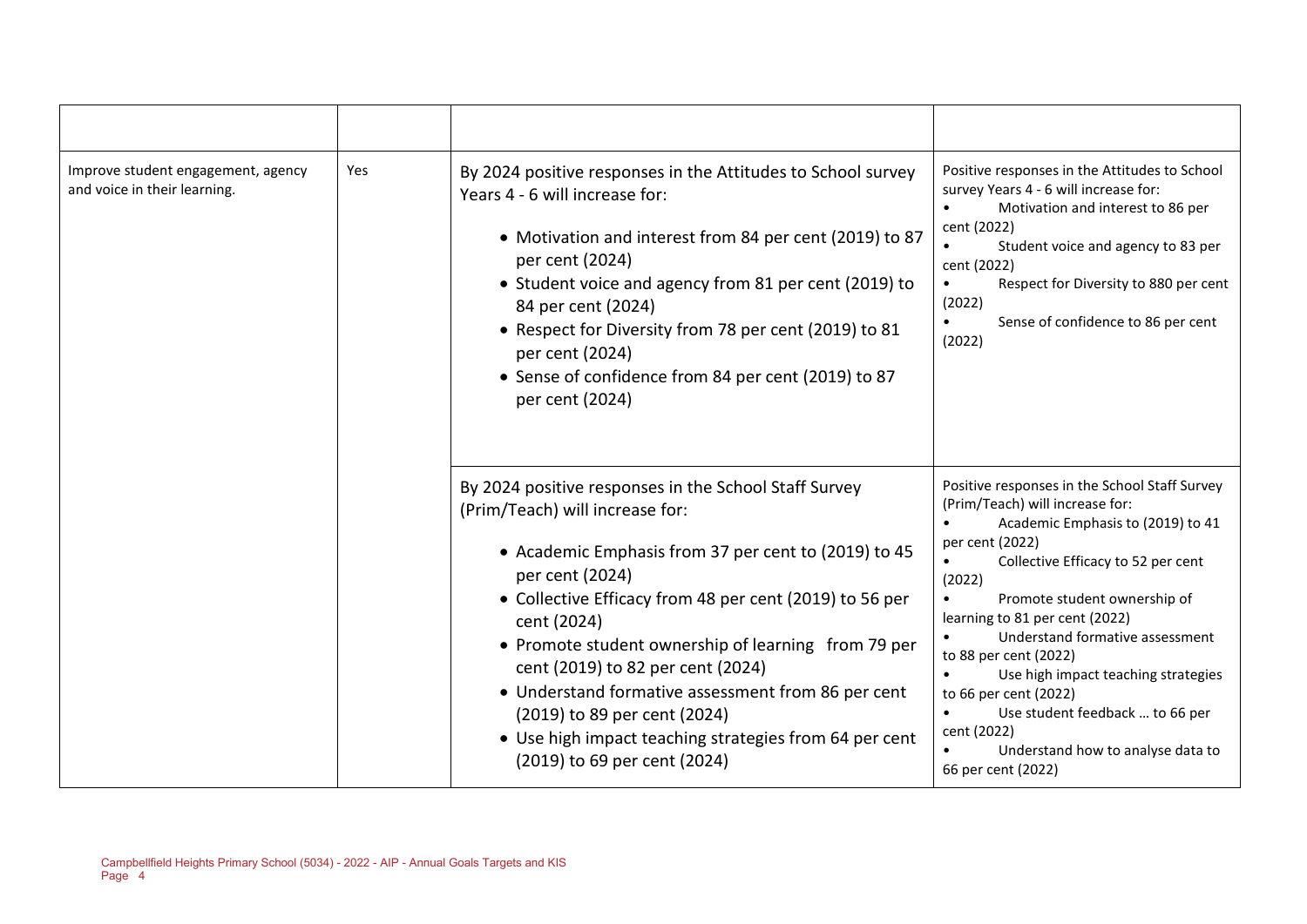| | | | |
|---|---|---|---|
| Improve student engagement, agency and voice in their learning. | Yes | By 2024 positive responses in the Attitudes to School survey Years 4 - 6 will increase for:<br><br>• Motivation and interest from 84 per cent (2019) to 87 per cent (2024)<br>• Student voice and agency from 81 per cent (2019) to 84 per cent (2024)<br>• Respect for Diversity from 78 per cent (2019) to 81 per cent (2024)<br>• Sense of confidence from 84 per cent (2019) to 87 per cent (2024) | Positive responses in the Attitudes to School survey Years 4 - 6 will increase for:<br>• Motivation and interest to 86 per cent (2022)<br>• Student voice and agency to 83 per cent (2022)<br>• Respect for Diversity to 880 per cent (2022)<br>• Sense of confidence to 86 per cent (2022) |
| | | By 2024 positive responses in the School Staff Survey (Prim/Teach) will increase for:<br><br>• Academic Emphasis from 37 per cent to (2019) to 45 per cent (2024)<br>• Collective Efficacy from 48 per cent (2019) to 56 per cent (2024)<br>• Promote student ownership of learning from 79 per cent (2019) to 82 per cent (2024)<br>• Understand formative assessment from 86 per cent (2019) to 89 per cent (2024)<br>• Use high impact teaching strategies from 64 per cent (2019) to 69 per cent (2024) | Positive responses in the School Staff Survey (Prim/Teach) will increase for:<br>• Academic Emphasis to (2019) to 41 per cent (2022)<br>• Collective Efficacy to 52 per cent (2022)<br>• Promote student ownership of learning to 81 per cent (2022)<br>• Understand formative assessment to 88 per cent (2022)<br>• Use high impact teaching strategies to 66 per cent (2022)<br>• Use student feedback … to 66 per cent (2022)<br>• Understand how to analyse data to 66 per cent (2022) |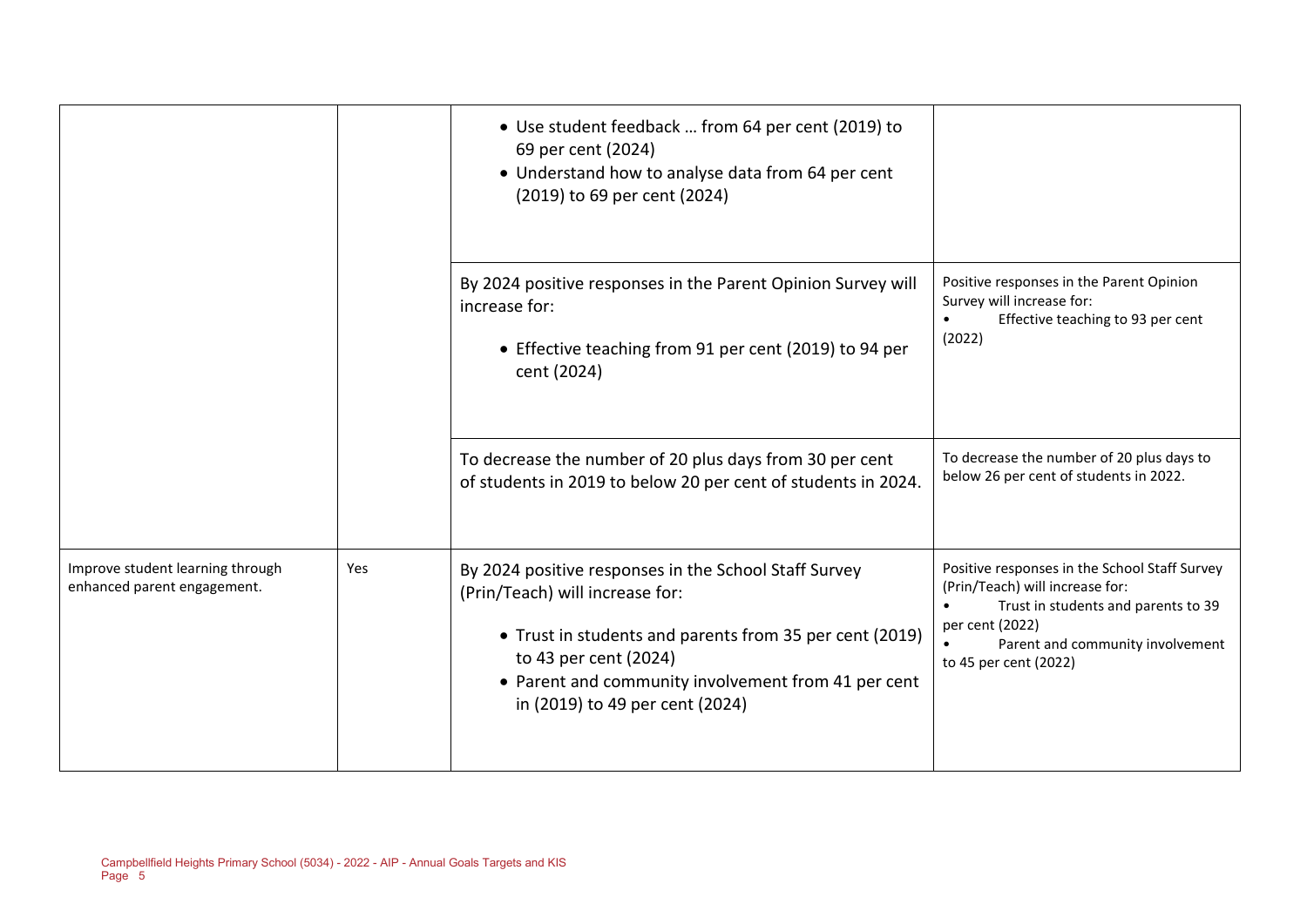| | | | |
|---|---|---|---|
| | | • Use student feedback … from 64 per cent (2019) to 69 per cent (2024)<br>• Understand how to analyse data from 64 per cent (2019) to 69 per cent (2024) | |
| | | By 2024 positive responses in the Parent Opinion Survey will increase for:<br><br>• Effective teaching from 91 per cent (2019) to 94 per cent (2024) | Positive responses in the Parent Opinion Survey will increase for:<br>• Effective teaching to 93 per cent (2022) |
| | | To decrease the number of 20 plus days from 30 per cent of students in 2019 to below 20 per cent of students in 2024. | To decrease the number of 20 plus days to below 26 per cent of students in 2022. |
| Improve student learning through enhanced parent engagement. | Yes | By 2024 positive responses in the School Staff Survey (Prin/Teach) will increase for:<br><br>• Trust in students and parents from 35 per cent (2019) to 43 per cent (2024)<br>• Parent and community involvement from 41 per cent in (2019) to 49 per cent (2024) | Positive responses in the School Staff Survey (Prin/Teach) will increase for:<br>• Trust in students and parents to 39 per cent (2022)<br>• Parent and community involvement to 45 per cent (2022) |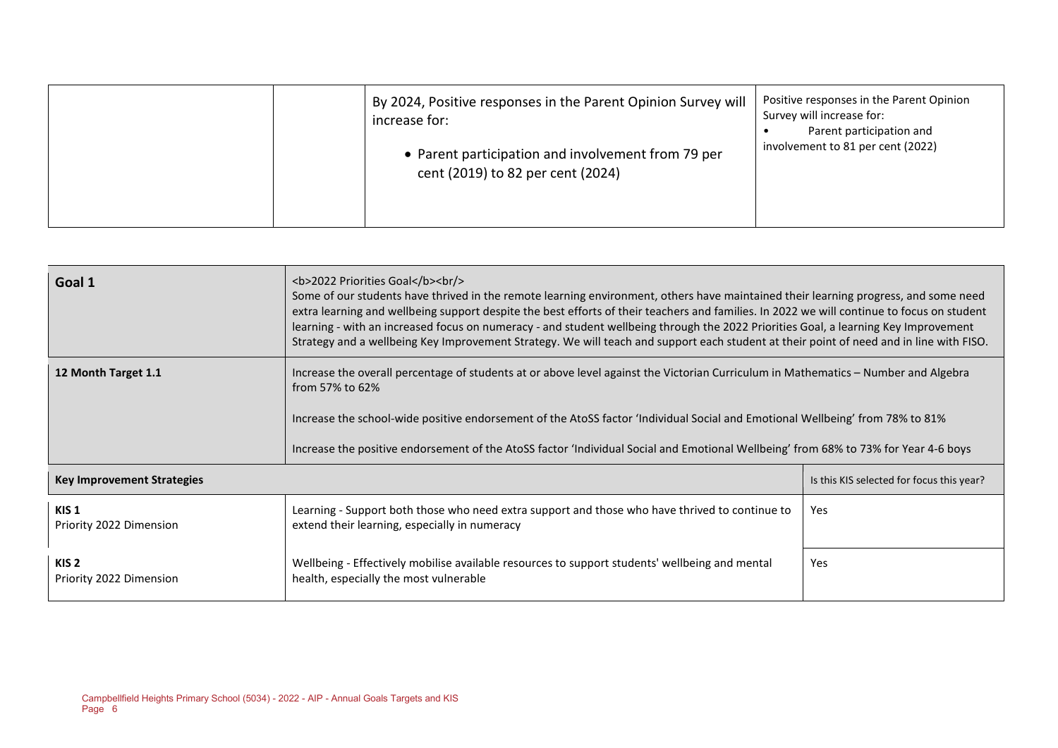| | | By 2024, Positive responses in the Parent Opinion Survey will increase for:<br>• Parent participation and involvement from 79 per cent (2019) to 82 per cent (2024) | Positive responses in the Parent Opinion Survey will increase for:<br>• Parent participation and involvement to 81 per cent (2022) |
|---|---|---|---|

| Goal 1 | <b>2022 Priorities Goal</b><br/> Some of our students have thrived in the remote learning environment, others have maintained their learning progress, and some need extra learning and wellbeing support despite the best efforts of their teachers and families. In 2022 we will continue to focus on student learning - with an increased focus on numeracy - and student wellbeing through the 2022 Priorities Goal, a learning Key Improvement Strategy and a wellbeing Key Improvement Strategy. We will teach and support each student at their point of need and in line with FISO. | |
|---|---|---|
| **12 Month Target 1.1** | Increase the overall percentage of students at or above level against the Victorian Curriculum in Mathematics – Number and Algebra from 57% to 62%<br><br>Increase the school-wide positive endorsement of the AtoSS factor 'Individual Social and Emotional Wellbeing' from 78% to 81%<br><br>Increase the positive endorsement of the AtoSS factor 'Individual Social and Emotional Wellbeing' from 68% to 73% for Year 4-6 boys | |
| **Key Improvement Strategies** | | Is this KIS selected for focus this year? |
| **KIS 1**<br>Priority 2022 Dimension | Learning - Support both those who need extra support and those who have thrived to continue to extend their learning, especially in numeracy | Yes |
| **KIS 2**<br>Priority 2022 Dimension | Wellbeing - Effectively mobilise available resources to support students' wellbeing and mental health, especially the most vulnerable | Yes |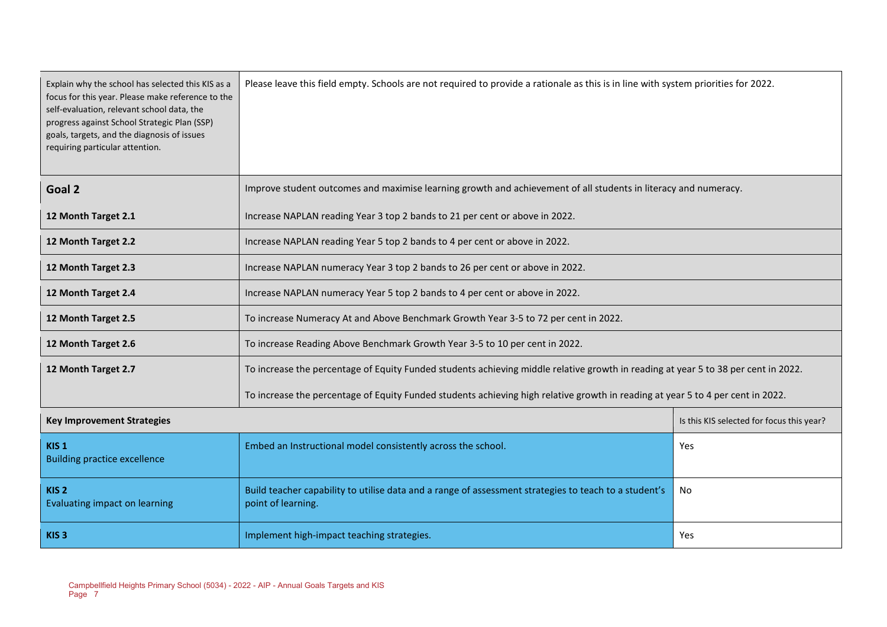| | | |
|---|---|---|
| Explain why the school has selected this KIS as a focus for this year. Please make reference to the self-evaluation, relevant school data, the progress against School Strategic Plan (SSP) goals, targets, and the diagnosis of issues requiring particular attention. | Please leave this field empty. Schools are not required to provide a rationale as this is in line with system priorities for 2022. | |
| **Goal 2** | Improve student outcomes and maximise learning growth and achievement of all students in literacy and numeracy. | |
| **12 Month Target 2.1** | Increase NAPLAN reading Year 3 top 2 bands to 21 per cent or above in 2022. | |
| **12 Month Target 2.2** | Increase NAPLAN reading Year 5 top 2 bands to 4 per cent or above in 2022. | |
| **12 Month Target 2.3** | Increase NAPLAN numeracy Year 3 top 2 bands to 26 per cent or above in 2022. | |
| **12 Month Target 2.4** | Increase NAPLAN numeracy Year 5 top 2 bands to 4 per cent or above in 2022. | |
| **12 Month Target 2.5** | To increase Numeracy At and Above Benchmark Growth Year 3-5 to 72 per cent in 2022. | |
| **12 Month Target 2.6** | To increase Reading Above Benchmark Growth Year 3-5 to 10 per cent in 2022. | |
| **12 Month Target 2.7** | To increase the percentage of Equity Funded students achieving middle relative growth in reading at year 5 to 38 per cent in 2022.<br><br>To increase the percentage of Equity Funded students achieving high relative growth in reading at year 5 to 4 per cent in 2022. | |
| **Key Improvement Strategies** | | Is this KIS selected for focus this year? |
| **KIS 1**<br>Building practice excellence | Embed an Instructional model consistently across the school. | Yes |
| **KIS 2**<br>Evaluating impact on learning | Build teacher capability to utilise data and a range of assessment strategies to teach to a student's point of learning. | No |
| **KIS 3** | Implement high-impact teaching strategies. | Yes |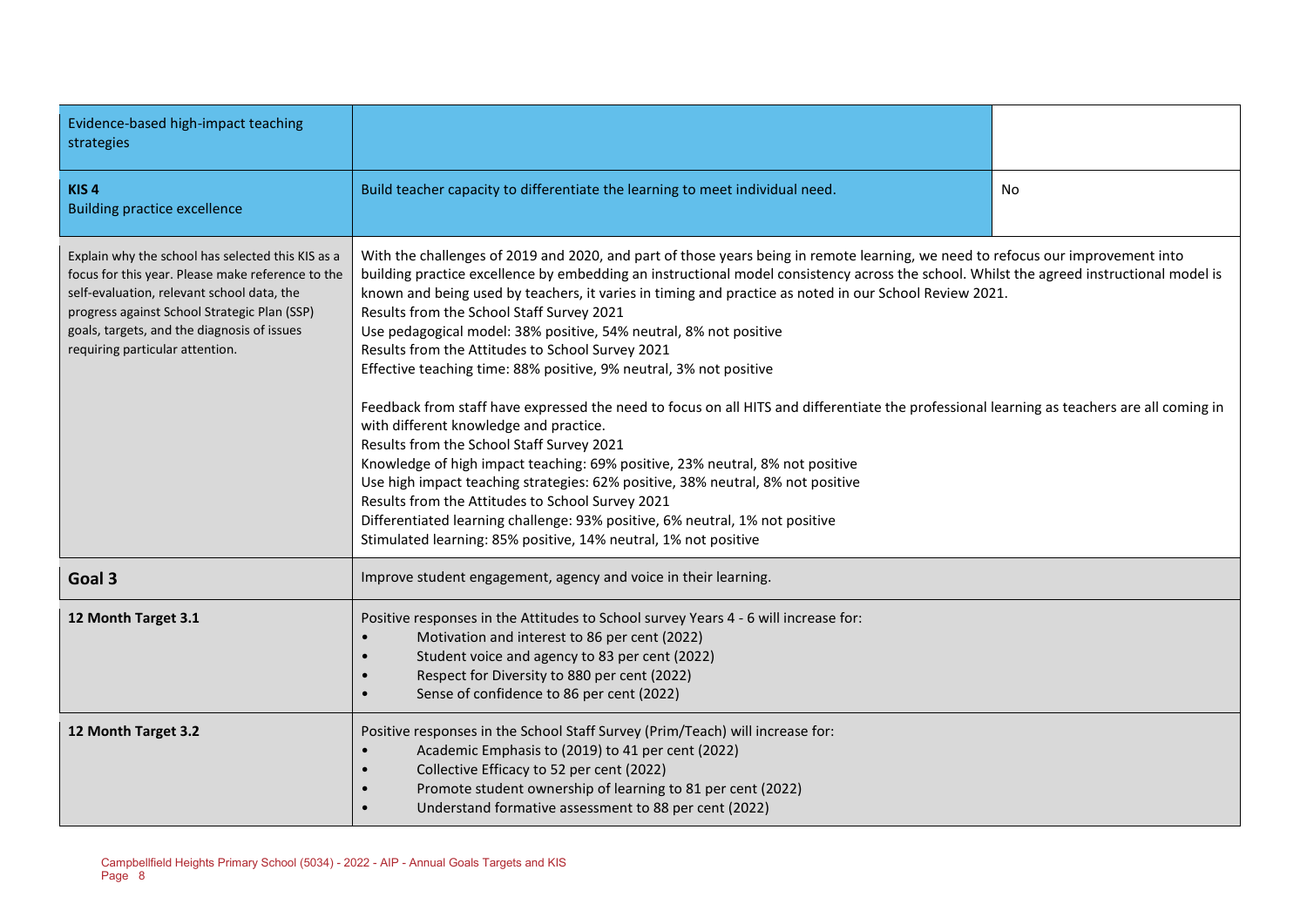| Evidence-based high-impact teaching strategies | | |
|---|---|---|
| **KIS 4**<br>Building practice excellence | Build teacher capacity to differentiate the learning to meet individual need. | No |
| Explain why the school has selected this KIS as a focus for this year. Please make reference to the self-evaluation, relevant school data, the progress against School Strategic Plan (SSP) goals, targets, and the diagnosis of issues requiring particular attention. | With the challenges of 2019 and 2020, and part of those years being in remote learning, we need to refocus our improvement into building practice excellence by embedding an instructional model consistency across the school. Whilst the agreed instructional model is known and being used by teachers, it varies in timing and practice as noted in our School Review 2021.<br>Results from the School Staff Survey 2021<br>Use pedagogical model: 38% positive, 54% neutral, 8% not positive<br>Results from the Attitudes to School Survey 2021<br>Effective teaching time: 88% positive, 9% neutral, 3% not positive<br><br>Feedback from staff have expressed the need to focus on all HITS and differentiate the professional learning as teachers are all coming in with different knowledge and practice.<br>Results from the School Staff Survey 2021<br>Knowledge of high impact teaching: 69% positive, 23% neutral, 8% not positive<br>Use high impact teaching strategies: 62% positive, 38% neutral, 8% not positive<br>Results from the Attitudes to School Survey 2021<br>Differentiated learning challenge: 93% positive, 6% neutral, 1% not positive<br>Stimulated learning: 85% positive, 14% neutral, 1% not positive | |
| **Goal 3** | Improve student engagement, agency and voice in their learning. | |
| **12 Month Target 3.1** | Positive responses in the Attitudes to School survey Years 4 - 6 will increase for:<br>• Motivation and interest to 86 per cent (2022)<br>• Student voice and agency to 83 per cent (2022)<br>• Respect for Diversity to 880 per cent (2022)<br>• Sense of confidence to 86 per cent (2022) | |
| **12 Month Target 3.2** | Positive responses in the School Staff Survey (Prim/Teach) will increase for:<br>• Academic Emphasis to (2019) to 41 per cent (2022)<br>• Collective Efficacy to 52 per cent (2022)<br>• Promote student ownership of learning to 81 per cent (2022)<br>• Understand formative assessment to 88 per cent (2022) | |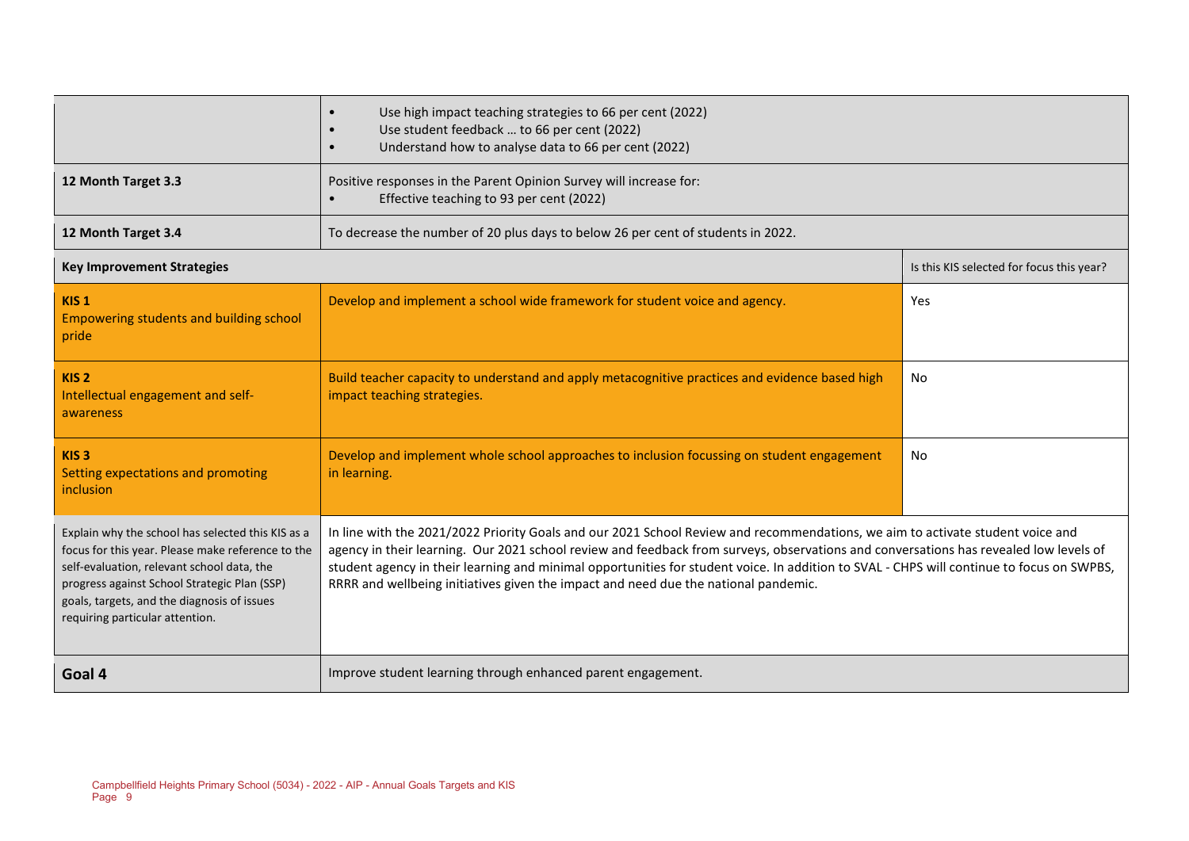| | | |
|---|---|---|
| | • Use high impact teaching strategies to 66 per cent (2022)<br>• Use student feedback … to 66 per cent (2022)<br>• Understand how to analyse data to 66 per cent (2022) | |
| **12 Month Target 3.3** | Positive responses in the Parent Opinion Survey will increase for:<br>• Effective teaching to 93 per cent (2022) | |
| **12 Month Target 3.4** | To decrease the number of 20 plus days to below 26 per cent of students in 2022. | |
| **Key Improvement Strategies** | | Is this KIS selected for focus this year? |
| **KIS 1**<br>Empowering students and building school pride | Develop and implement a school wide framework for student voice and agency. | Yes |
| **KIS 2**<br>Intellectual engagement and self-awareness | Build teacher capacity to understand and apply metacognitive practices and evidence based high impact teaching strategies. | No |
| **KIS 3**<br>Setting expectations and promoting inclusion | Develop and implement whole school approaches to inclusion focussing on student engagement in learning. | No |
| Explain why the school has selected this KIS as a focus for this year. Please make reference to the self-evaluation, relevant school data, the progress against School Strategic Plan (SSP) goals, targets, and the diagnosis of issues requiring particular attention. | In line with the 2021/2022 Priority Goals and our 2021 School Review and recommendations, we aim to activate student voice and agency in their learning. Our 2021 school review and feedback from surveys, observations and conversations has revealed low levels of student agency in their learning and minimal opportunities for student voice. In addition to SVAL - CHPS will continue to focus on SWPBS, RRRR and wellbeing initiatives given the impact and need due the national pandemic. | |
| **Goal 4** | Improve student learning through enhanced parent engagement. | |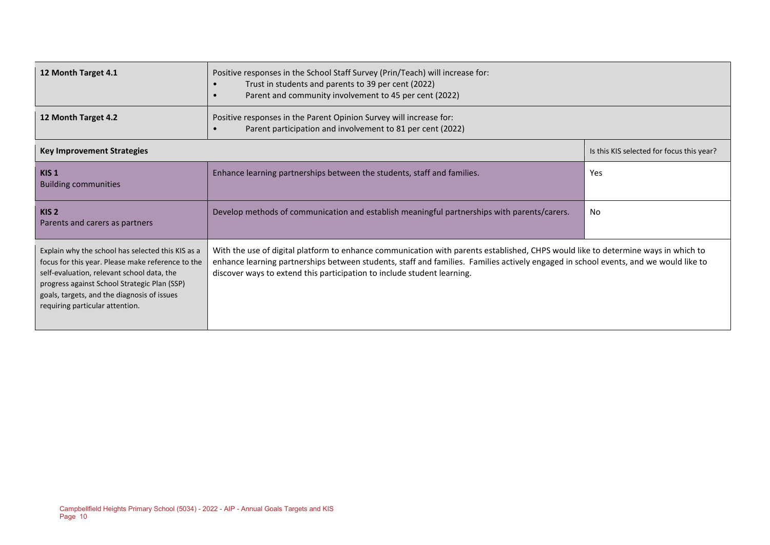| 12 Month Target 4.1 | Positive responses in the School Staff Survey (Prin/Teach) will increase for:<br>• Trust in students and parents to 39 per cent (2022)<br>• Parent and community involvement to 45 per cent (2022) | |
|---|---|---|
| **12 Month Target 4.2** | Positive responses in the Parent Opinion Survey will increase for:<br>• Parent participation and involvement to 81 per cent (2022) | |
| **Key Improvement Strategies** | | Is this KIS selected for focus this year? |
| **KIS 1**<br>Building communities | Enhance learning partnerships between the students, staff and families. | Yes |
| **KIS 2**<br>Parents and carers as partners | Develop methods of communication and establish meaningful partnerships with parents/carers. | No |
| Explain why the school has selected this KIS as a focus for this year. Please make reference to the self-evaluation, relevant school data, the progress against School Strategic Plan (SSP) goals, targets, and the diagnosis of issues requiring particular attention. | With the use of digital platform to enhance communication with parents established, CHPS would like to determine ways in which to enhance learning partnerships between students, staff and families. Families actively engaged in school events, and we would like to discover ways to extend this participation to include student learning. | |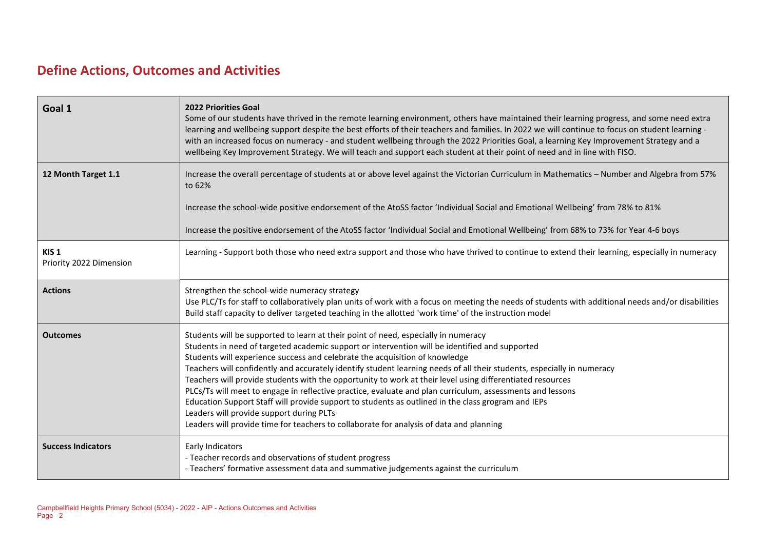## Define Actions, Outcomes and Activities

| Goal 1 | **2022 Priorities Goal**<br>Some of our students have thrived in the remote learning environment, others have maintained their learning progress, and some need extra learning and wellbeing support despite the best efforts of their teachers and families. In 2022 we will continue to focus on student learning - with an increased focus on numeracy - and student wellbeing through the 2022 Priorities Goal, a learning Key Improvement Strategy and a wellbeing Key Improvement Strategy. We will teach and support each student at their point of need and in line with FISO. |
|---|---|
| **12 Month Target 1.1** | Increase the overall percentage of students at or above level against the Victorian Curriculum in Mathematics – Number and Algebra from 57% to 62%<br><br>Increase the school-wide positive endorsement of the AtoSS factor 'Individual Social and Emotional Wellbeing' from 78% to 81%<br><br>Increase the positive endorsement of the AtoSS factor 'Individual Social and Emotional Wellbeing' from 68% to 73% for Year 4-6 boys |
| **KIS 1**<br>Priority 2022 Dimension | Learning - Support both those who need extra support and those who have thrived to continue to extend their learning, especially in numeracy |
| **Actions** | Strengthen the school-wide numeracy strategy<br>Use PLC/Ts for staff to collaboratively plan units of work with a focus on meeting the needs of students with additional needs and/or disabilities<br>Build staff capacity to deliver targeted teaching in the allotted 'work time' of the instruction model |
| **Outcomes** | Students will be supported to learn at their point of need, especially in numeracy<br>Students in need of targeted academic support or intervention will be identified and supported<br>Students will experience success and celebrate the acquisition of knowledge<br>Teachers will confidently and accurately identify student learning needs of all their students, especially in numeracy<br>Teachers will provide students with the opportunity to work at their level using differentiated resources<br>PLCs/Ts will meet to engage in reflective practice, evaluate and plan curriculum, assessments and lessons<br>Education Support Staff will provide support to students as outlined in the class grogram and IEPs<br>Leaders will provide support during PLTs<br>Leaders will provide time for teachers to collaborate for analysis of data and planning |
| **Success Indicators** | Early Indicators<br>- Teacher records and observations of student progress<br>- Teachers' formative assessment data and summative judgements against the curriculum |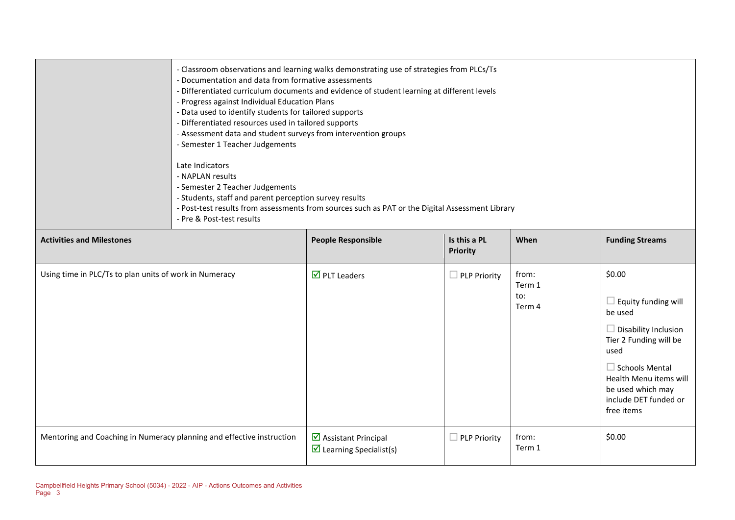| | |
|---|---|
| | - Classroom observations and learning walks demonstrating use of strategies from PLCs/Ts<br>- Documentation and data from formative assessments<br>- Differentiated curriculum documents and evidence of student learning at different levels<br>- Progress against Individual Education Plans<br>- Data used to identify students for tailored supports<br>- Differentiated resources used in tailored supports<br>- Assessment data and student surveys from intervention groups<br>- Semester 1 Teacher Judgements<br><br>Late Indicators<br>- NAPLAN results<br>- Semester 2 Teacher Judgements<br>- Students, staff and parent perception survey results<br>- Post-test results from assessments from sources such as PAT or the Digital Assessment Library<br>- Pre & Post-test results |

| Activities and Milestones | People Responsible | Is this a PL Priority | When | Funding Streams |
|---|---|---|---|---|
| Using time in PLC/Ts to plan units of work in Numeracy | ☑ PLT Leaders | ☐ PLP Priority | from:<br>Term 1<br>to:<br>Term 4 | $0.00<br><br>☐ Equity funding will be used<br><br>☐ Disability Inclusion Tier 2 Funding will be used<br><br>☐ Schools Mental Health Menu items will be used which may include DET funded or free items |
| Mentoring and Coaching in Numeracy planning and effective instruction | ☑ Assistant Principal<br>☑ Learning Specialist(s) | ☐ PLP Priority | from:<br>Term 1 | $0.00 |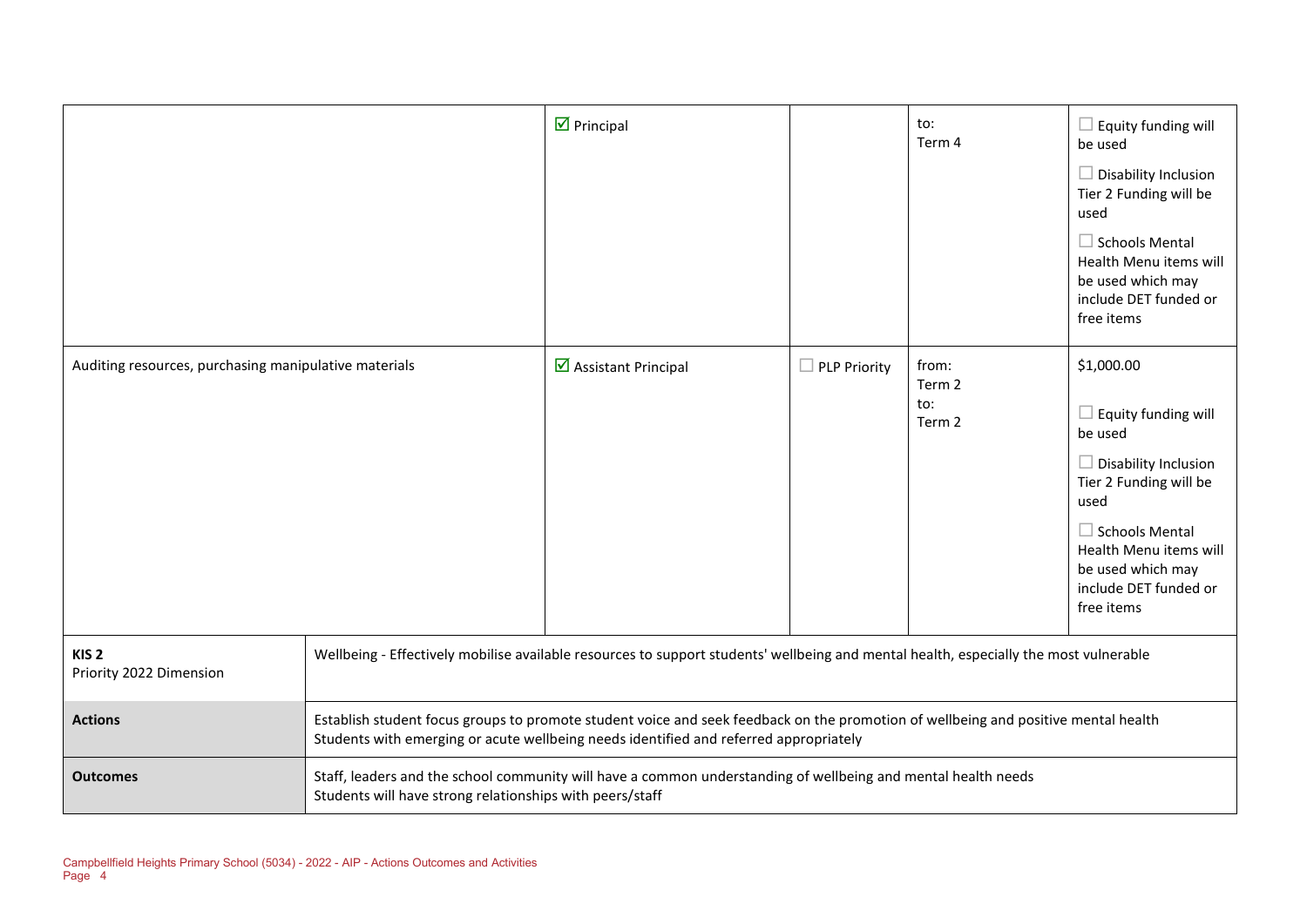| | | | | |
|---|---|---|---|---|
| | ☑ Principal | | to:<br>Term 4 | ☐ Equity funding will be used<br>☐ Disability Inclusion Tier 2 Funding will be used<br>☐ Schools Mental Health Menu items will be used which may include DET funded or free items |
| Auditing resources, purchasing manipulative materials | ☑ Assistant Principal | ☐ PLP Priority | from:<br>Term 2<br>to:<br>Term 2 | $1,000.00<br>☐ Equity funding will be used<br>☐ Disability Inclusion Tier 2 Funding will be used<br>☐ Schools Mental Health Menu items will be used which may include DET funded or free items |

| | |
|---|---|
| **KIS 2**<br>Priority 2022 Dimension | Wellbeing - Effectively mobilise available resources to support students' wellbeing and mental health, especially the most vulnerable |
| **Actions** | Establish student focus groups to promote student voice and seek feedback on the promotion of wellbeing and positive mental health<br>Students with emerging or acute wellbeing needs identified and referred appropriately |
| **Outcomes** | Staff, leaders and the school community will have a common understanding of wellbeing and mental health needs<br>Students will have strong relationships with peers/staff |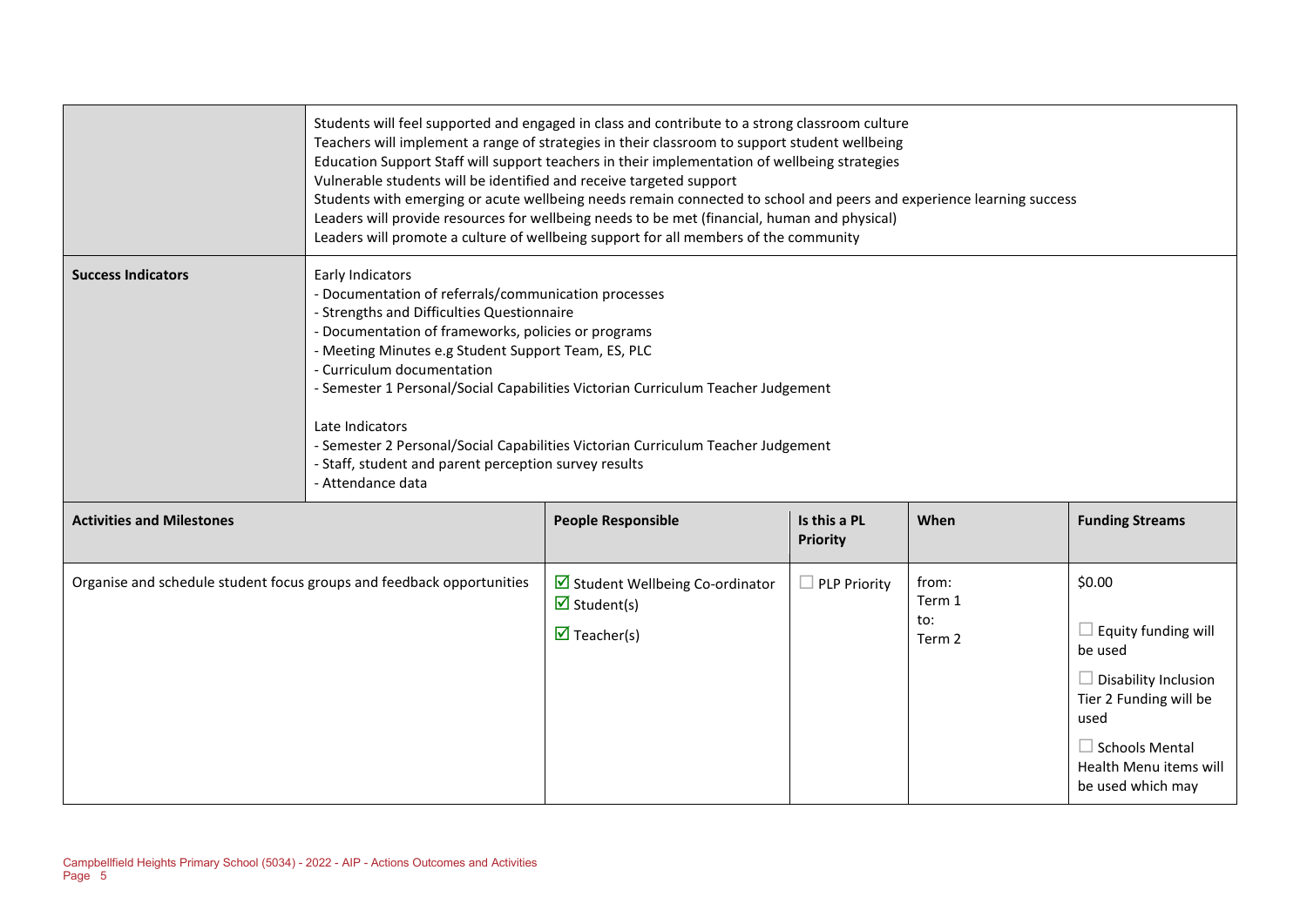| | |
|---|---|
| | Students will feel supported and engaged in class and contribute to a strong classroom culture<br>Teachers will implement a range of strategies in their classroom to support student wellbeing<br>Education Support Staff will support teachers in their implementation of wellbeing strategies<br>Vulnerable students will be identified and receive targeted support<br>Students with emerging or acute wellbeing needs remain connected to school and peers and experience learning success<br>Leaders will provide resources for wellbeing needs to be met (financial, human and physical)<br>Leaders will promote a culture of wellbeing support for all members of the community |
| **Success Indicators** | Early Indicators<br>- Documentation of referrals/communication processes<br>- Strengths and Difficulties Questionnaire<br>- Documentation of frameworks, policies or programs<br>- Meeting Minutes e.g Student Support Team, ES, PLC<br>- Curriculum documentation<br>- Semester 1 Personal/Social Capabilities Victorian Curriculum Teacher Judgement<br><br>Late Indicators<br>- Semester 2 Personal/Social Capabilities Victorian Curriculum Teacher Judgement<br>- Staff, student and parent perception survey results<br>- Attendance data |

| **Activities and Milestones** | **People Responsible** | **Is this a PL Priority** | **When** | **Funding Streams** |
|---|---|---|---|---|
| Organise and schedule student focus groups and feedback opportunities | ☑ Student Wellbeing Co-ordinator<br>☑ Student(s)<br>☑ Teacher(s) | ☐ PLP Priority | from:<br>Term 1<br>to:<br>Term 2 | $0.00<br><br>☐ Equity funding will be used<br><br>☐ Disability Inclusion Tier 2 Funding will be used<br><br>☐ Schools Mental Health Menu items will be used which may |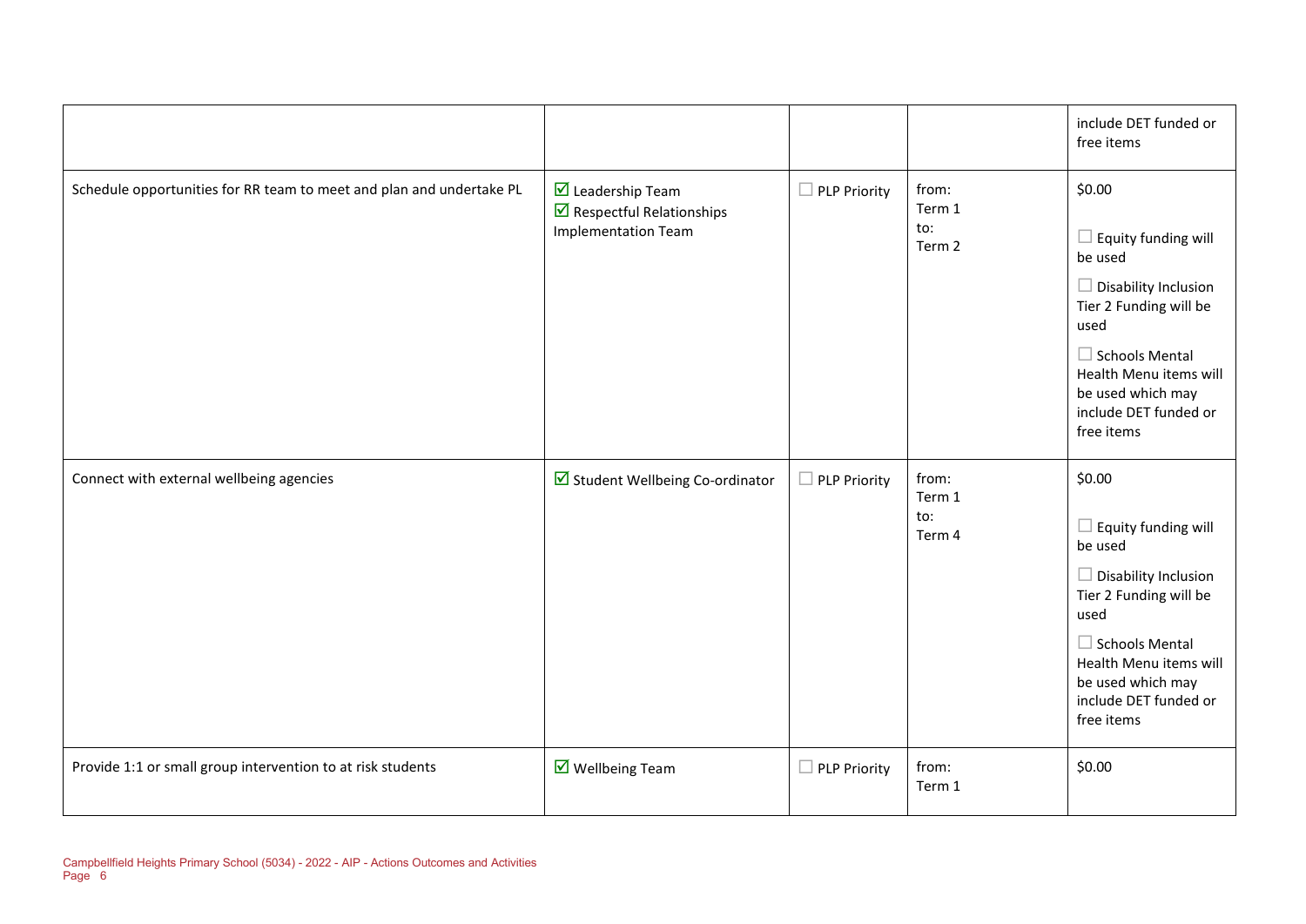| | | | | include DET funded or free items |
|---|---|---|---|---|
| Schedule opportunities for RR team to meet and plan and undertake PL | ☑ Leadership Team<br>☑ Respectful Relationships Implementation Team | ☐ PLP Priority | from:<br>Term 1<br>to:<br>Term 2 | $0.00<br><br>☐ Equity funding will be used<br><br>☐ Disability Inclusion Tier 2 Funding will be used<br><br>☐ Schools Mental Health Menu items will be used which may include DET funded or free items |
| Connect with external wellbeing agencies | ☑ Student Wellbeing Co-ordinator | ☐ PLP Priority | from:<br>Term 1<br>to:<br>Term 4 | $0.00<br><br>☐ Equity funding will be used<br><br>☐ Disability Inclusion Tier 2 Funding will be used<br><br>☐ Schools Mental Health Menu items will be used which may include DET funded or free items |
| Provide 1:1 or small group intervention to at risk students | ☑ Wellbeing Team | ☐ PLP Priority | from:<br>Term 1 | $0.00 |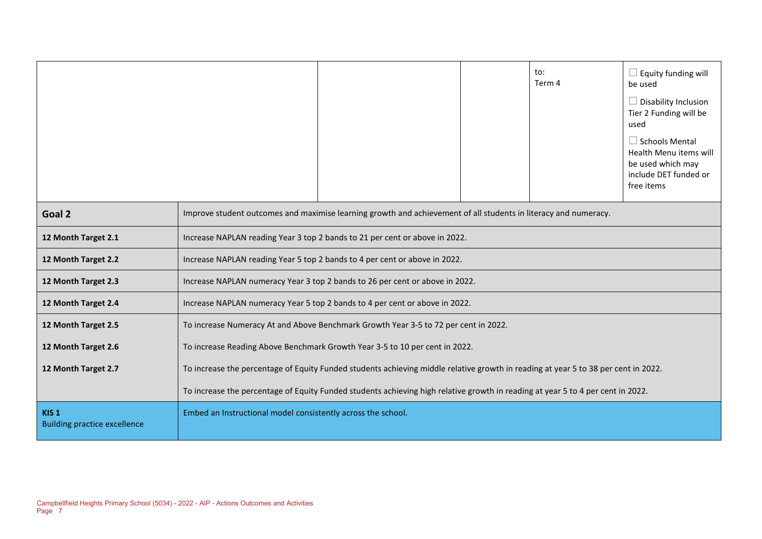| | | | to:<br>Term 4 | ☐ Equity funding will be used<br>☐ Disability Inclusion Tier 2 Funding will be used<br>☐ Schools Mental Health Menu items will be used which may include DET funded or free items |
|---|---|---|---|---|

| **Goal 2** | Improve student outcomes and maximise learning growth and achievement of all students in literacy and numeracy. |
|---|---|
| **12 Month Target 2.1** | Increase NAPLAN reading Year 3 top 2 bands to 21 per cent or above in 2022. |
| **12 Month Target 2.2** | Increase NAPLAN reading Year 5 top 2 bands to 4 per cent or above in 2022. |
| **12 Month Target 2.3** | Increase NAPLAN numeracy Year 3 top 2 bands to 26 per cent or above in 2022. |
| **12 Month Target 2.4** | Increase NAPLAN numeracy Year 5 top 2 bands to 4 per cent or above in 2022. |
| **12 Month Target 2.5** | To increase Numeracy At and Above Benchmark Growth Year 3-5 to 72 per cent in 2022. |
| **12 Month Target 2.6** | To increase Reading Above Benchmark Growth Year 3-5 to 10 per cent in 2022. |
| **12 Month Target 2.7** | To increase the percentage of Equity Funded students achieving middle relative growth in reading at year 5 to 38 per cent in 2022.<br><br>To increase the percentage of Equity Funded students achieving high relative growth in reading at year 5 to 4 per cent in 2022. |
| **KIS 1**<br>Building practice excellence | Embed an Instructional model consistently across the school. |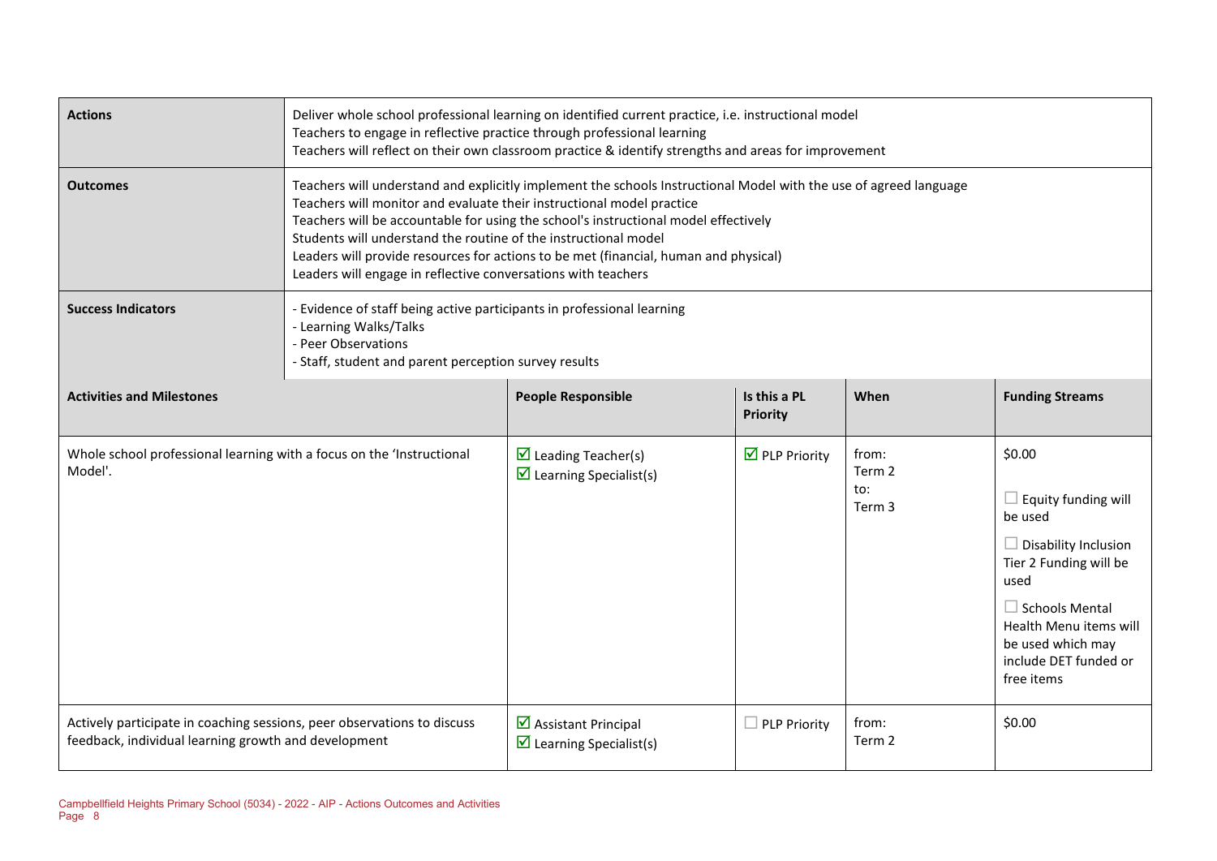| Actions | Deliver whole school professional learning on identified current practice, i.e. instructional model<br>Teachers to engage in reflective practice through professional learning<br>Teachers will reflect on their own classroom practice & identify strengths and areas for improvement |
|---|---|
| Outcomes | Teachers will understand and explicitly implement the schools Instructional Model with the use of agreed language<br>Teachers will monitor and evaluate their instructional model practice<br>Teachers will be accountable for using the school's instructional model effectively<br>Students will understand the routine of the instructional model<br>Leaders will provide resources for actions to be met (financial, human and physical)<br>Leaders will engage in reflective conversations with teachers |
| Success Indicators | - Evidence of staff being active participants in professional learning<br>- Learning Walks/Talks<br>- Peer Observations<br>- Staff, student and parent perception survey results |

| Activities and Milestones | People Responsible | Is this a PL Priority | When | Funding Streams |
|---|---|---|---|---|
| Whole school professional learning with a focus on the 'Instructional Model'. | ☑ Leading Teacher(s)<br>☑ Learning Specialist(s) | ☑ PLP Priority | from:<br>Term 2<br>to:<br>Term 3 | $0.00<br><br>☐ Equity funding will be used<br><br>☐ Disability Inclusion Tier 2 Funding will be used<br><br>☐ Schools Mental Health Menu items will be used which may include DET funded or free items |
| Actively participate in coaching sessions, peer observations to discuss feedback, individual learning growth and development | ☑ Assistant Principal<br>☑ Learning Specialist(s) | ☐ PLP Priority | from:<br>Term 2 | $0.00 |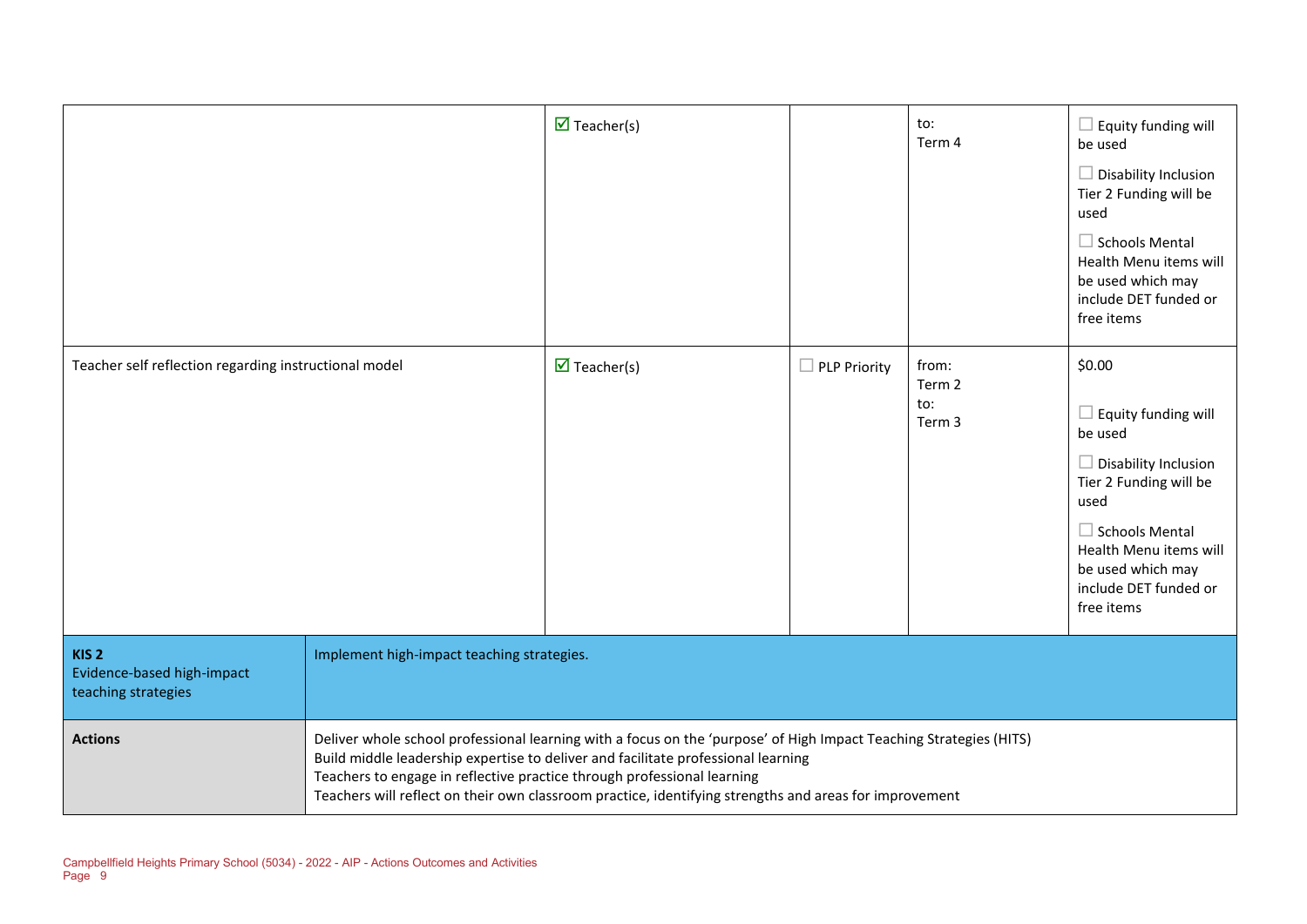| | | | | |
|---|---|---|---|---|
| | ☑ Teacher(s) | | to:<br>Term 4 | ☐ Equity funding will be used<br><br>☐ Disability Inclusion Tier 2 Funding will be used<br><br>☐ Schools Mental Health Menu items will be used which may include DET funded or free items |
| Teacher self reflection regarding instructional model | ☑ Teacher(s) | ☐ PLP Priority | from:<br>Term 2<br>to:<br>Term 3 | $0.00<br><br>☐ Equity funding will be used<br><br>☐ Disability Inclusion Tier 2 Funding will be used<br><br>☐ Schools Mental Health Menu items will be used which may include DET funded or free items |

| | |
|---|---|
| **KIS 2**<br>Evidence-based high-impact teaching strategies | Implement high-impact teaching strategies. |
| **Actions** | Deliver whole school professional learning with a focus on the 'purpose' of High Impact Teaching Strategies (HITS)<br>Build middle leadership expertise to deliver and facilitate professional learning<br>Teachers to engage in reflective practice through professional learning<br>Teachers will reflect on their own classroom practice, identifying strengths and areas for improvement |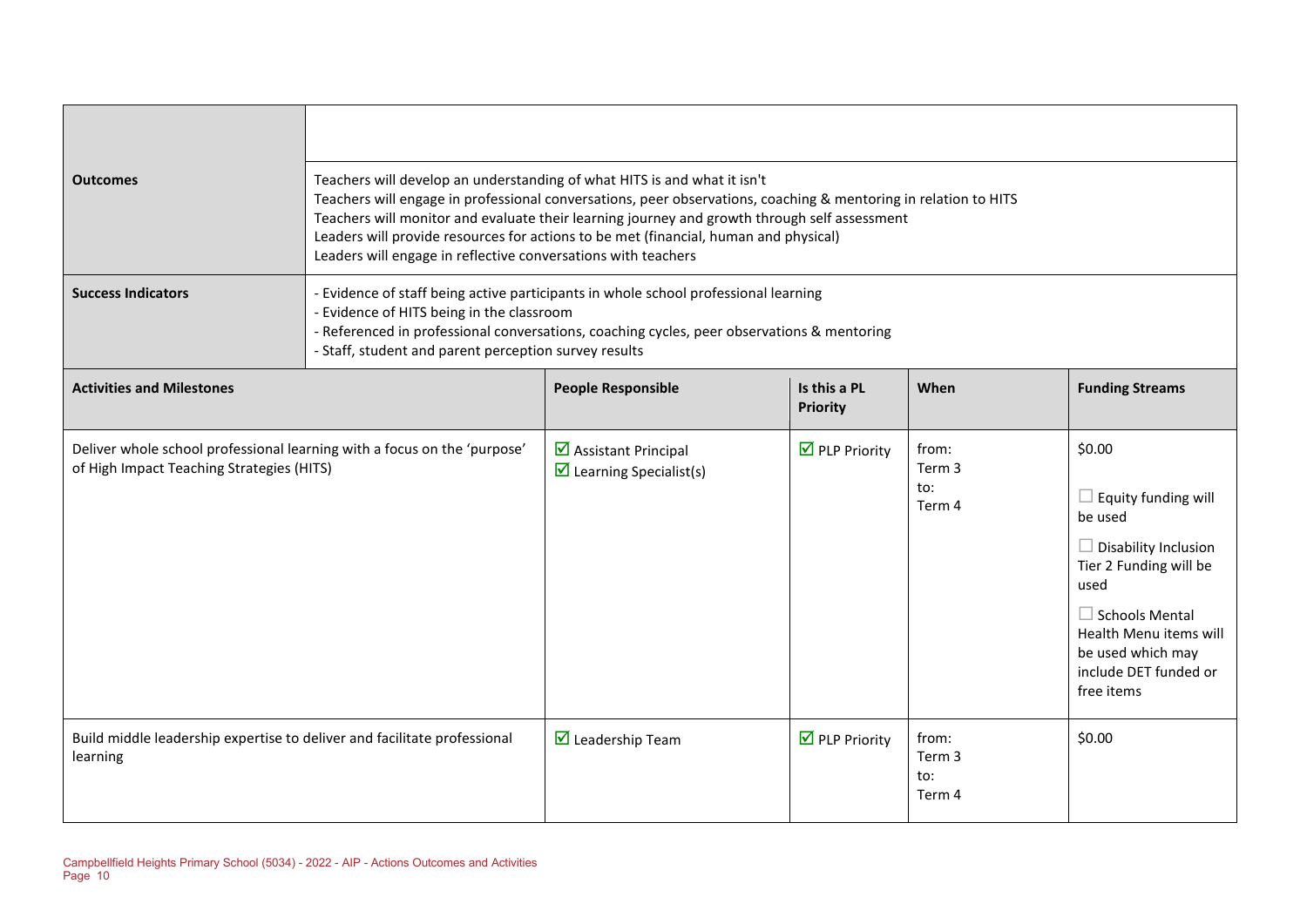| | | | | |
|---|---|---|---|---|
| **Outcomes** | Teachers will develop an understanding of what HITS is and what it isn't<br>Teachers will engage in professional conversations, peer observations, coaching & mentoring in relation to HITS<br>Teachers will monitor and evaluate their learning journey and growth through self assessment<br>Leaders will provide resources for actions to be met (financial, human and physical)<br>Leaders will engage in reflective conversations with teachers | | | |
| **Success Indicators** | - Evidence of staff being active participants in whole school professional learning<br>- Evidence of HITS being in the classroom<br>- Referenced in professional conversations, coaching cycles, peer observations & mentoring<br>- Staff, student and parent perception survey results | | | |

| **Activities and Milestones** | **People Responsible** | **Is this a PL Priority** | **When** | **Funding Streams** |
|---|---|---|---|---|
| Deliver whole school professional learning with a focus on the 'purpose' of High Impact Teaching Strategies (HITS) | ☑ Assistant Principal<br>☑ Learning Specialist(s) | ☑ PLP Priority | from:<br>Term 3<br>to:<br>Term 4 | $0.00<br><br>☐ Equity funding will be used<br><br>☐ Disability Inclusion Tier 2 Funding will be used<br><br>☐ Schools Mental Health Menu items will be used which may include DET funded or free items |
| Build middle leadership expertise to deliver and facilitate professional learning | ☑ Leadership Team | ☑ PLP Priority | from:<br>Term 3<br>to:<br>Term 4 | $0.00 |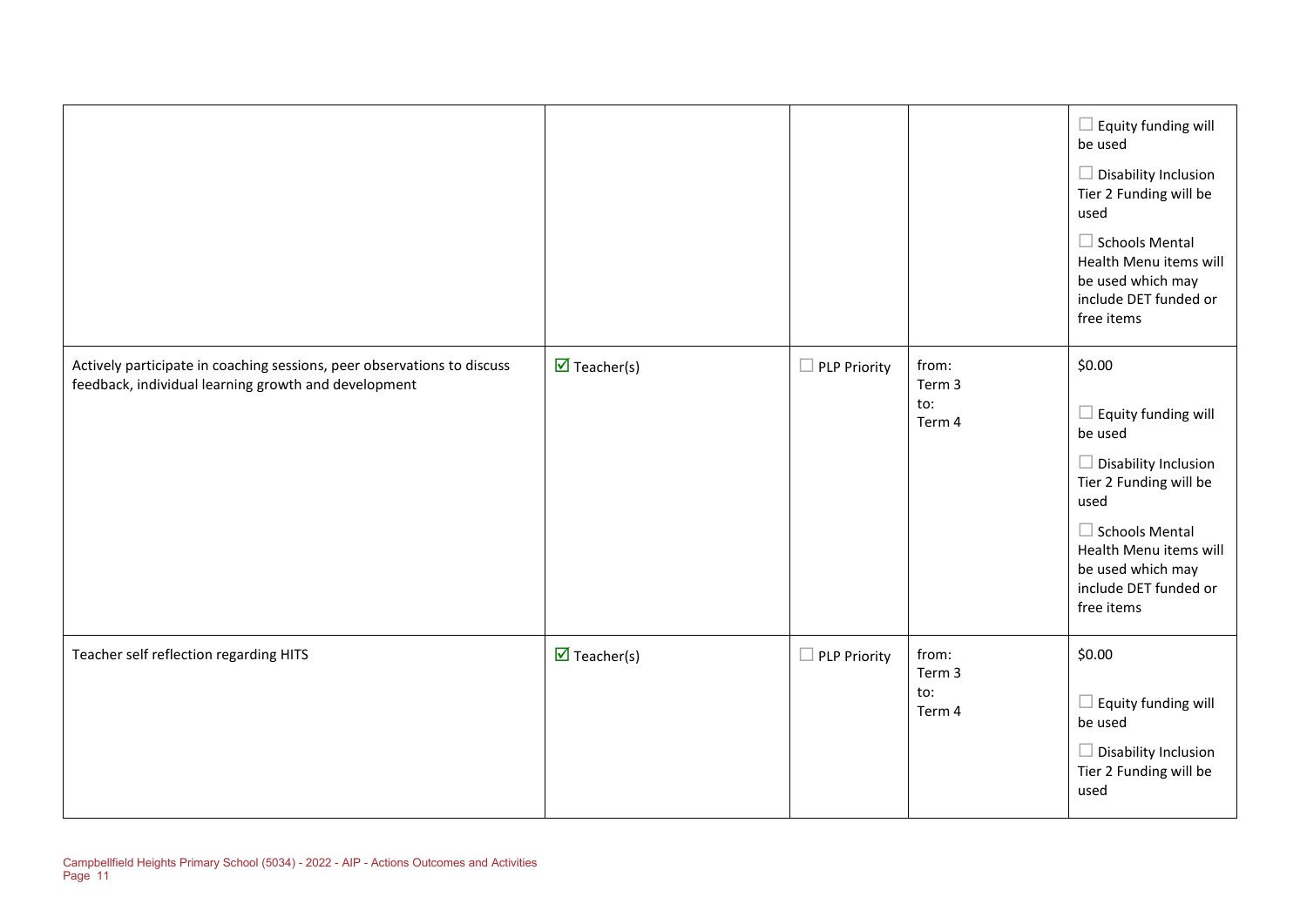| | | | | |
|---|---|---|---|---|
| | | | | ☐ Equity funding will be used<br><br>☐ Disability Inclusion Tier 2 Funding will be used<br><br>☐ Schools Mental Health Menu items will be used which may include DET funded or free items |
| Actively participate in coaching sessions, peer observations to discuss feedback, individual learning growth and development | ☑ Teacher(s) | ☐ PLP Priority | from:<br>Term 3<br>to:<br>Term 4 | $0.00<br><br>☐ Equity funding will be used<br><br>☐ Disability Inclusion Tier 2 Funding will be used<br><br>☐ Schools Mental Health Menu items will be used which may include DET funded or free items |
| Teacher self reflection regarding HITS | ☑ Teacher(s) | ☐ PLP Priority | from:<br>Term 3<br>to:<br>Term 4 | $0.00<br><br>☐ Equity funding will be used<br><br>☐ Disability Inclusion Tier 2 Funding will be used |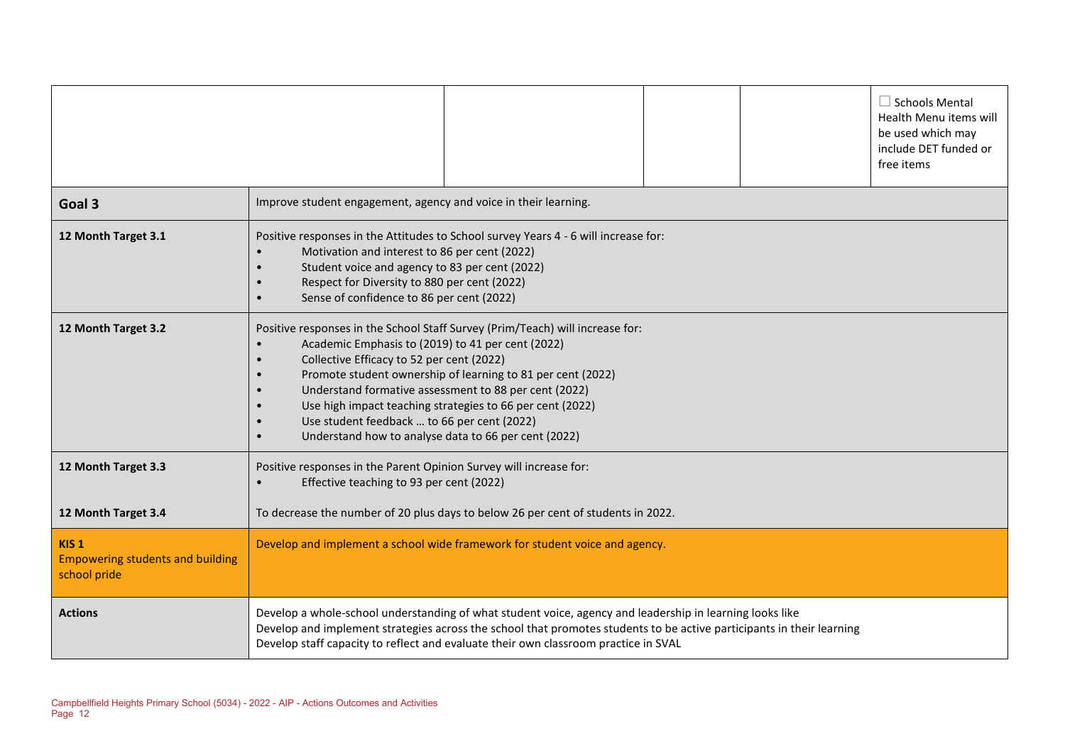| | | | | |
|---|---|---|---|---|
| | | | | ☐ Schools Mental Health Menu items will be used which may include DET funded or free items |

| | |
|---|---|
| **Goal 3** | Improve student engagement, agency and voice in their learning. |
| **12 Month Target 3.1** | Positive responses in the Attitudes to School survey Years 4 - 6 will increase for:<br>• Motivation and interest to 86 per cent (2022)<br>• Student voice and agency to 83 per cent (2022)<br>• Respect for Diversity to 880 per cent (2022)<br>• Sense of confidence to 86 per cent (2022) |
| **12 Month Target 3.2** | Positive responses in the School Staff Survey (Prim/Teach) will increase for:<br>• Academic Emphasis to (2019) to 41 per cent (2022)<br>• Collective Efficacy to 52 per cent (2022)<br>• Promote student ownership of learning to 81 per cent (2022)<br>• Understand formative assessment to 88 per cent (2022)<br>• Use high impact teaching strategies to 66 per cent (2022)<br>• Use student feedback … to 66 per cent (2022)<br>• Understand how to analyse data to 66 per cent (2022) |
| **12 Month Target 3.3** | Positive responses in the Parent Opinion Survey will increase for:<br>• Effective teaching to 93 per cent (2022) |
| **12 Month Target 3.4** | To decrease the number of 20 plus days to below 26 per cent of students in 2022. |
| **KIS 1**<br>Empowering students and building school pride | Develop and implement a school wide framework for student voice and agency. |
| **Actions** | Develop a whole-school understanding of what student voice, agency and leadership in learning looks like<br>Develop and implement strategies across the school that promotes students to be active participants in their learning<br>Develop staff capacity to reflect and evaluate their own classroom practice in SVAL |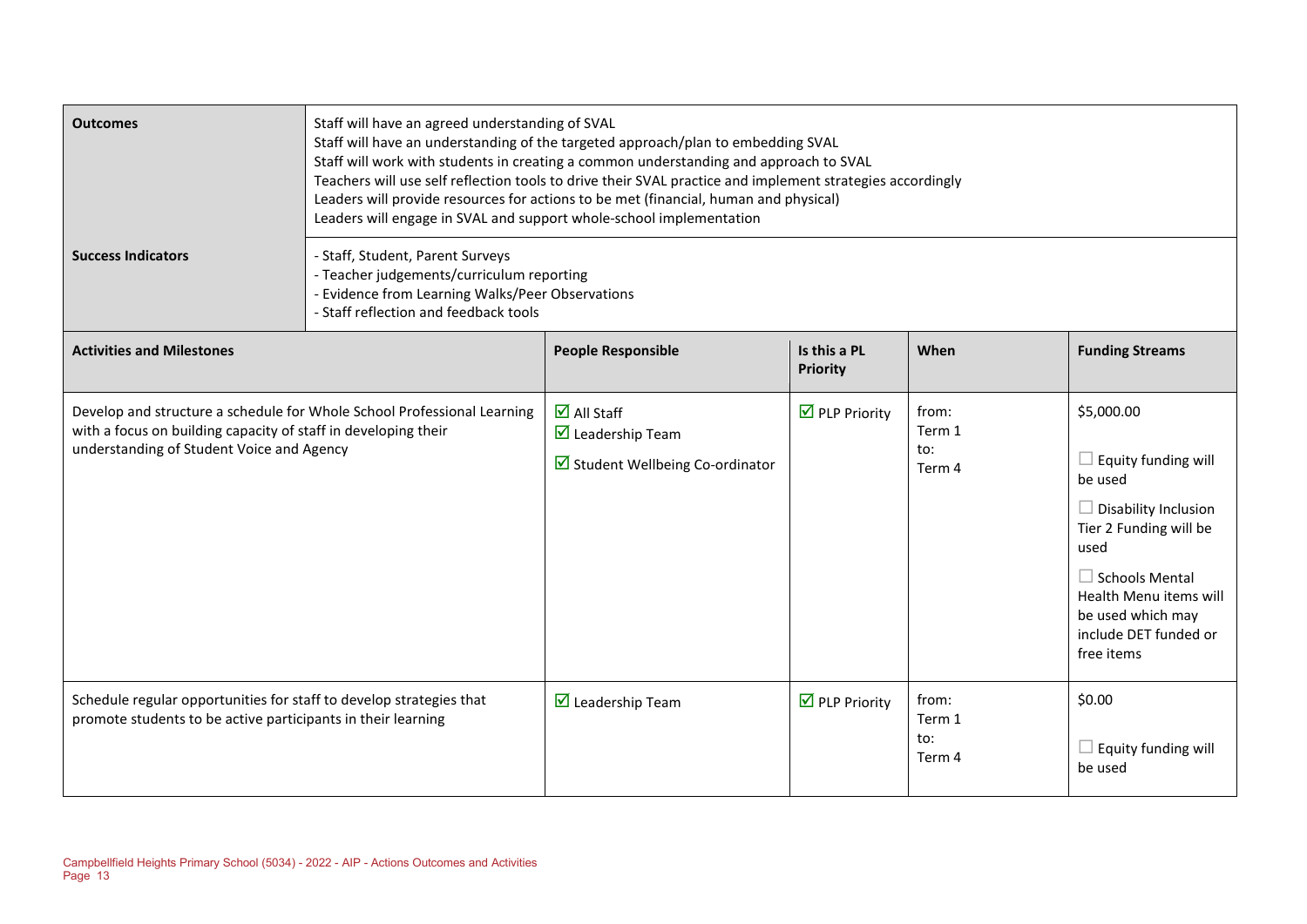| Outcomes | Staff will have an agreed understanding of SVAL<br>Staff will have an understanding of the targeted approach/plan to embedding SVAL<br>Staff will work with students in creating a common understanding and approach to SVAL<br>Teachers will use self reflection tools to drive their SVAL practice and implement strategies accordingly<br>Leaders will provide resources for actions to be met (financial, human and physical)<br>Leaders will engage in SVAL and support whole-school implementation |
|---|---|
| **Success Indicators** | - Staff, Student, Parent Surveys<br>- Teacher judgements/curriculum reporting<br>- Evidence from Learning Walks/Peer Observations<br>- Staff reflection and feedback tools |

| Activities and Milestones | People Responsible | Is this a PL Priority | When | Funding Streams |
|---|---|---|---|---|
| Develop and structure a schedule for Whole School Professional Learning with a focus on building capacity of staff in developing their understanding of Student Voice and Agency | ☑ All Staff<br>☑ Leadership Team<br>☑ Student Wellbeing Co-ordinator | ☑ PLP Priority | from: Term 1<br>to: Term 4 | $5,000.00<br>☐ Equity funding will be used<br>☐ Disability Inclusion Tier 2 Funding will be used<br>☐ Schools Mental Health Menu items will be used which may include DET funded or free items |
| Schedule regular opportunities for staff to develop strategies that promote students to be active participants in their learning | ☑ Leadership Team | ☑ PLP Priority | from: Term 1<br>to: Term 4 | $0.00<br>☐ Equity funding will be used |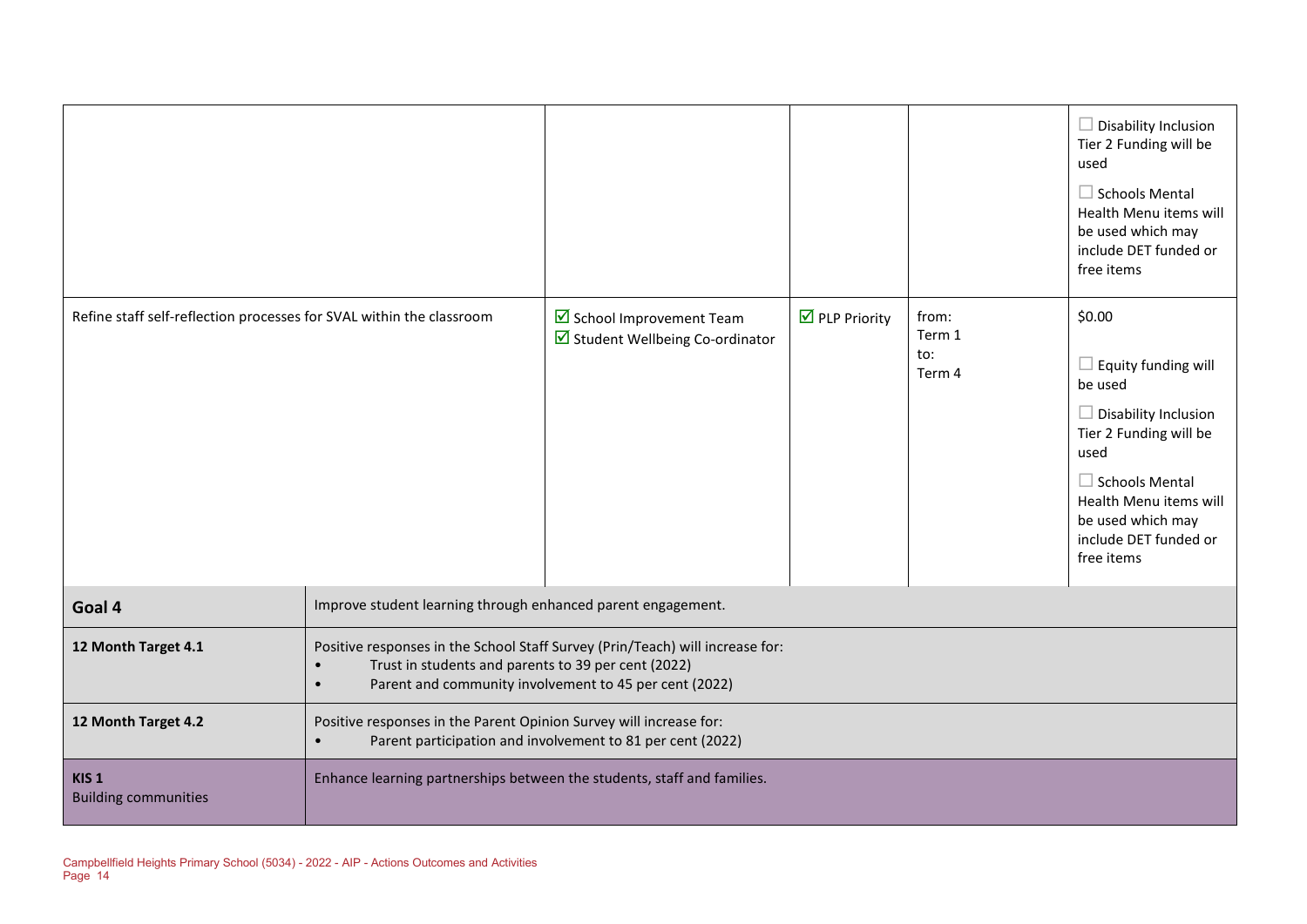| | | | | |
|---|---|---|---|---|
| | | | | ☐ Disability Inclusion Tier 2 Funding will be used<br><br>☐ Schools Mental Health Menu items will be used which may include DET funded or free items |
| Refine staff self-reflection processes for SVAL within the classroom | ☑ School Improvement Team<br>☑ Student Wellbeing Co-ordinator | ☑ PLP Priority | from:<br>Term 1<br>to:<br>Term 4 | $0.00<br><br>☐ Equity funding will be used<br><br>☐ Disability Inclusion Tier 2 Funding will be used<br><br>☐ Schools Mental Health Menu items will be used which may include DET funded or free items |

| | |
|---|---|
| **Goal 4** | Improve student learning through enhanced parent engagement. |
| **12 Month Target 4.1** | Positive responses in the School Staff Survey (Prin/Teach) will increase for:<br>• Trust in students and parents to 39 per cent (2022)<br>• Parent and community involvement to 45 per cent (2022) |
| **12 Month Target 4.2** | Positive responses in the Parent Opinion Survey will increase for:<br>• Parent participation and involvement to 81 per cent (2022) |
| **KIS 1**<br>Building communities | Enhance learning partnerships between the students, staff and families. |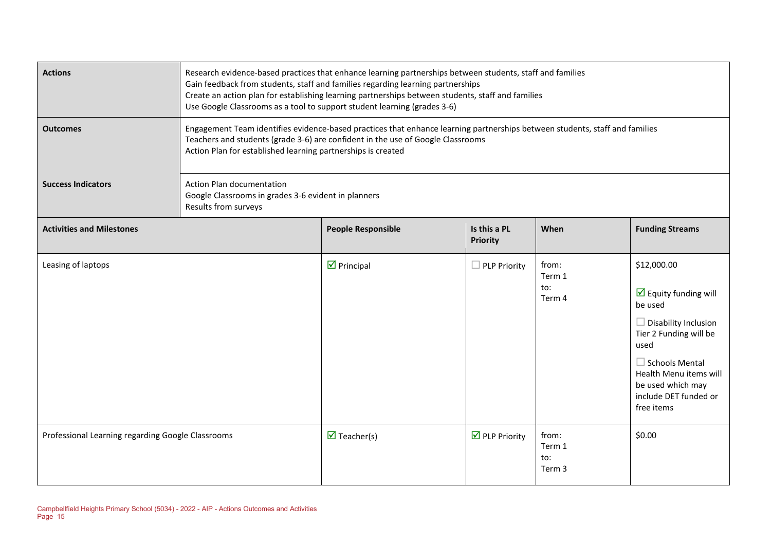| Actions | Research evidence-based practices that enhance learning partnerships between students, staff and families<br>Gain feedback from students, staff and families regarding learning partnerships<br>Create an action plan for establishing learning partnerships between students, staff and families<br>Use Google Classrooms as a tool to support student learning (grades 3-6) | | | |
|---|---|---|---|---|
| **Outcomes** | Engagement Team identifies evidence-based practices that enhance learning partnerships between students, staff and families<br>Teachers and students (grade 3-6) are confident in the use of Google Classrooms<br>Action Plan for established learning partnerships is created | | | |
| **Success Indicators** | Action Plan documentation<br>Google Classrooms in grades 3-6 evident in planners<br>Results from surveys | | | |
| **Activities and Milestones** | **People Responsible** | **Is this a PL Priority** | **When** | **Funding Streams** |
| Leasing of laptops | ☑ Principal | ☐ PLP Priority | from:<br>Term 1<br>to:<br>Term 4 | $12,000.00<br><br>☑ Equity funding will be used<br><br>☐ Disability Inclusion Tier 2 Funding will be used<br><br>☐ Schools Mental Health Menu items will be used which may include DET funded or free items |
| Professional Learning regarding Google Classrooms | ☑ Teacher(s) | ☑ PLP Priority | from:<br>Term 1<br>to:<br>Term 3 | $0.00 |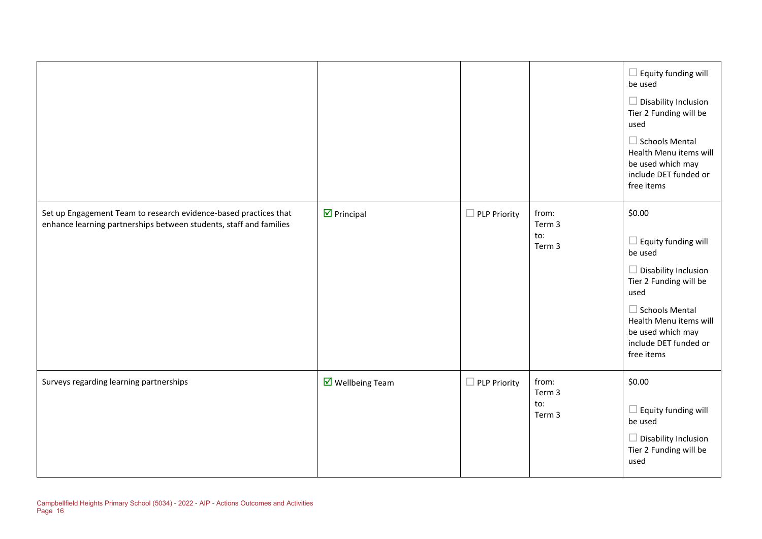| | | | | |
|---|---|---|---|---|
| | | | | ☐ Equity funding will be used<br><br>☐ Disability Inclusion Tier 2 Funding will be used<br><br>☐ Schools Mental Health Menu items will be used which may include DET funded or free items |
| Set up Engagement Team to research evidence-based practices that enhance learning partnerships between students, staff and families | ☑ Principal | ☐ PLP Priority | from:<br>Term 3<br>to:<br>Term 3 | $0.00<br><br>☐ Equity funding will be used<br><br>☐ Disability Inclusion Tier 2 Funding will be used<br><br>☐ Schools Mental Health Menu items will be used which may include DET funded or free items |
| Surveys regarding learning partnerships | ☑ Wellbeing Team | ☐ PLP Priority | from:<br>Term 3<br>to:<br>Term 3 | $0.00<br><br>☐ Equity funding will be used<br><br>☐ Disability Inclusion Tier 2 Funding will be used |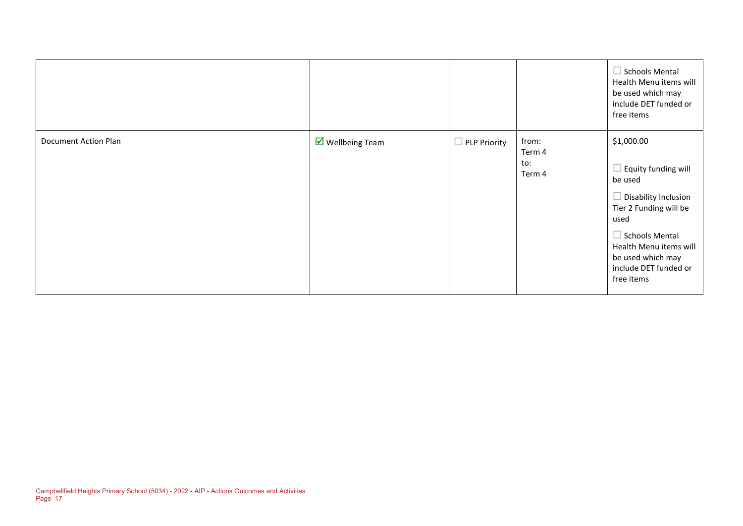| | | | | |
|---|---|---|---|---|
| | | | | ☐ Schools Mental Health Menu items will be used which may include DET funded or free items |
| Document Action Plan | ☑ Wellbeing Team | ☐ PLP Priority | from: Term 4<br>to: Term 4 | $1,000.00<br><br>☐ Equity funding will be used<br><br>☐ Disability Inclusion Tier 2 Funding will be used<br><br>☐ Schools Mental Health Menu items will be used which may include DET funded or free items |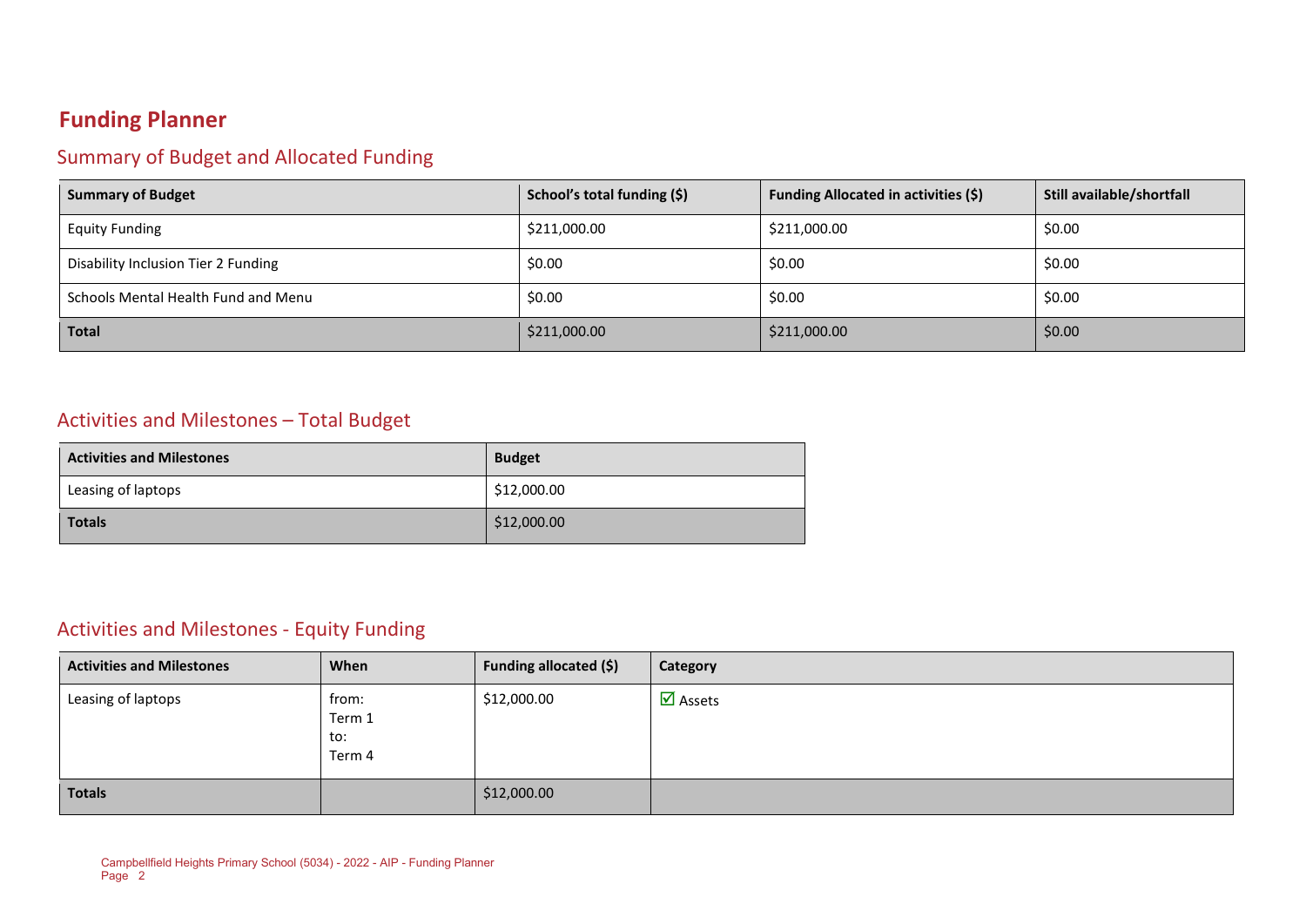# Funding Planner

## Summary of Budget and Allocated Funding

| Summary of Budget | School's total funding ($) | Funding Allocated in activities ($) | Still available/shortfall |
|---|---|---|---|
| Equity Funding | $211,000.00 | $211,000.00 | $0.00 |
| Disability Inclusion Tier 2 Funding | $0.00 | $0.00 | $0.00 |
| Schools Mental Health Fund and Menu | $0.00 | $0.00 | $0.00 |
| **Total** | $211,000.00 | $211,000.00 | $0.00 |

## Activities and Milestones – Total Budget

| Activities and Milestones | Budget |
|---|---|
| Leasing of laptops | $12,000.00 |
| **Totals** | $12,000.00 |

## Activities and Milestones - Equity Funding

| Activities and Milestones | When | Funding allocated ($) | Category |
|---|---|---|---|
| Leasing of laptops | from: Term 1 to: Term 4 | $12,000.00 | ☑ Assets |
| **Totals** | | $12,000.00 | |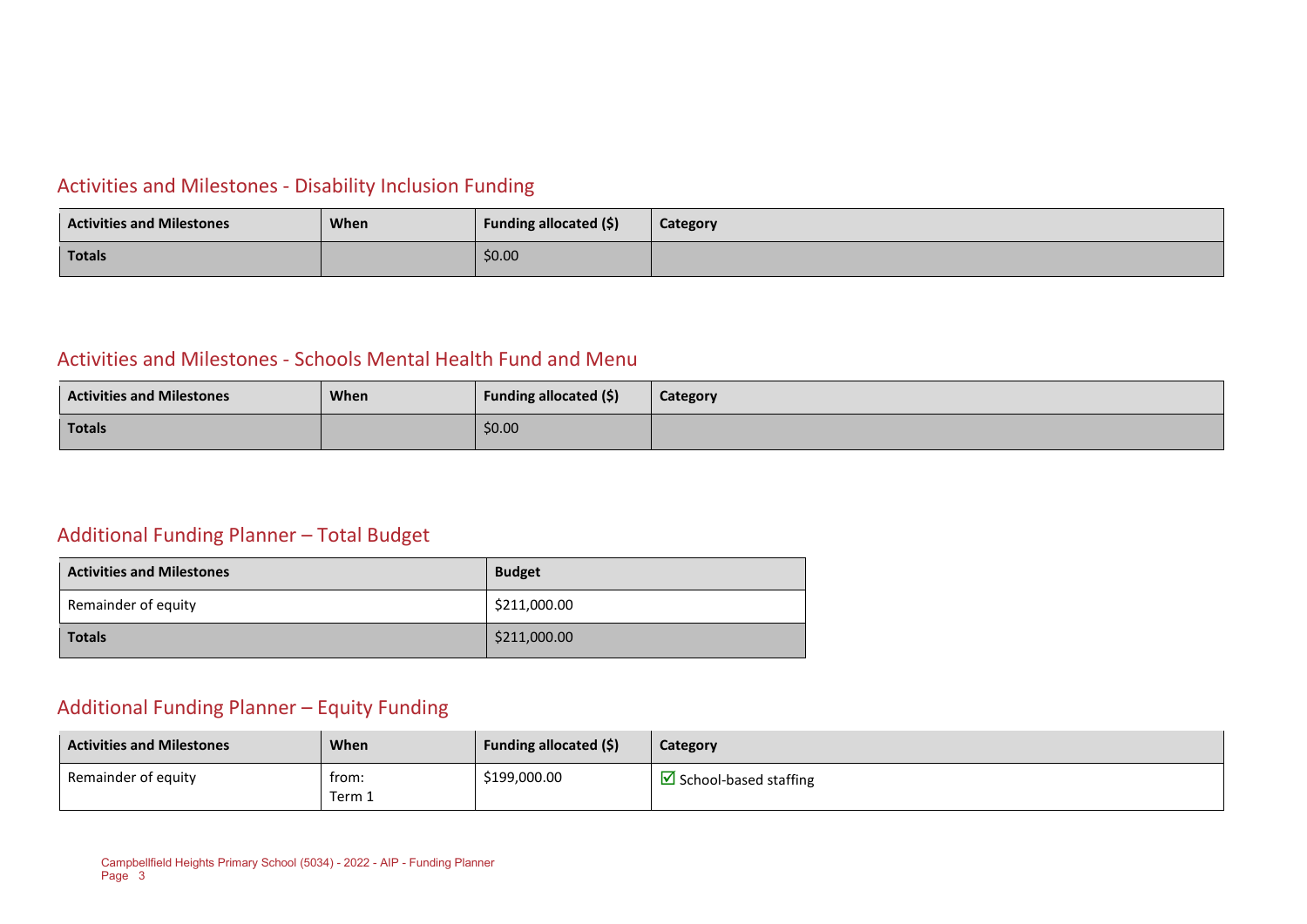## Activities and Milestones - Disability Inclusion Funding

| Activities and Milestones | When | Funding allocated ($) | Category |
|---|---|---|---|
| **Totals** | | $0.00 | |

## Activities and Milestones - Schools Mental Health Fund and Menu

| Activities and Milestones | When | Funding allocated ($) | Category |
|---|---|---|---|
| **Totals** | | $0.00 | |

## Additional Funding Planner – Total Budget

| Activities and Milestones | Budget |
|---|---|
| Remainder of equity | $211,000.00 |
| **Totals** | $211,000.00 |

## Additional Funding Planner – Equity Funding

| Activities and Milestones | When | Funding allocated ($) | Category |
|---|---|---|---|
| Remainder of equity | from: Term 1 | $199,000.00 | ☑ School-based staffing |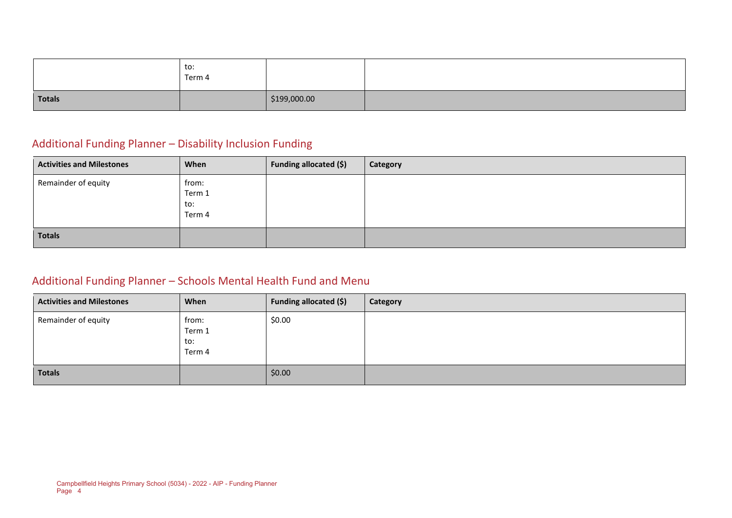| | to:<br>Term 4 | | |
|---|---|---|---|
| **Totals** | | $199,000.00 | |

## Additional Funding Planner – Disability Inclusion Funding

| Activities and Milestones | When | Funding allocated ($) | Category |
|---|---|---|---|
| Remainder of equity | from:<br>Term 1<br>to:<br>Term 4 | | |
| **Totals** | | | |

## Additional Funding Planner – Schools Mental Health Fund and Menu

| Activities and Milestones | When | Funding allocated ($) | Category |
|---|---|---|---|
| Remainder of equity | from:<br>Term 1<br>to:<br>Term 4 | $0.00 | |
| **Totals** | | $0.00 | |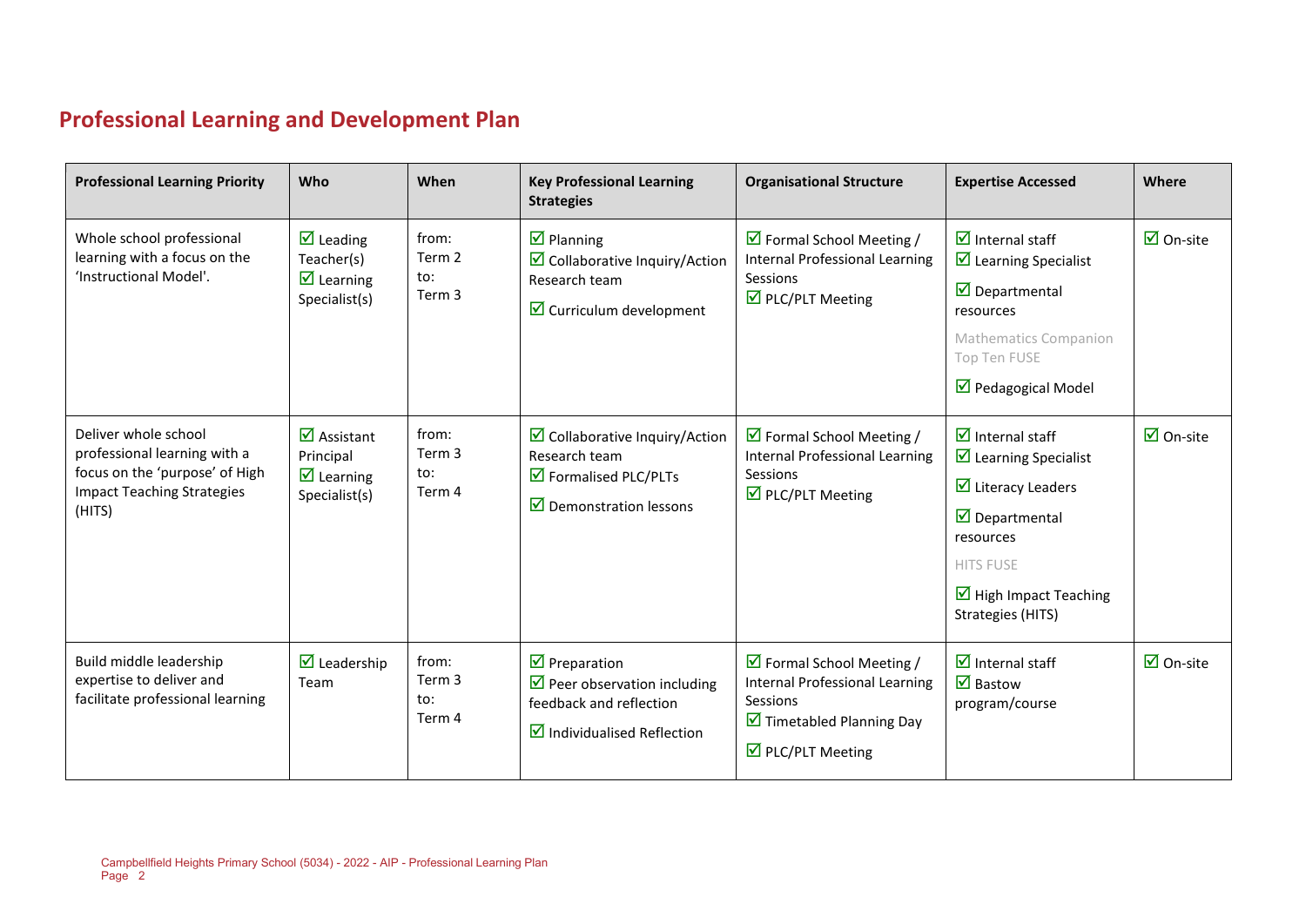## Professional Learning and Development Plan

| Professional Learning Priority | Who | When | Key Professional Learning Strategies | Organisational Structure | Expertise Accessed | Where |
|---|---|---|---|---|---|---|
| Whole school professional learning with a focus on the 'Instructional Model'. | ☑ Leading Teacher(s)<br>☑ Learning Specialist(s) | from:<br>Term 2<br>to:<br>Term 3 | ☑ Planning<br>☑ Collaborative Inquiry/Action Research team<br>☑ Curriculum development | ☑ Formal School Meeting / Internal Professional Learning Sessions<br>☑ PLC/PLT Meeting | ☑ Internal staff<br>☑ Learning Specialist<br>☑ Departmental resources<br>Mathematics Companion<br>Top Ten FUSE<br>☑ Pedagogical Model | ☑ On-site |
| Deliver whole school professional learning with a focus on the 'purpose' of High Impact Teaching Strategies (HITS) | ☑ Assistant Principal<br>☑ Learning Specialist(s) | from:<br>Term 3<br>to:<br>Term 4 | ☑ Collaborative Inquiry/Action Research team<br>☑ Formalised PLC/PLTs<br>☑ Demonstration lessons | ☑ Formal School Meeting / Internal Professional Learning Sessions<br>☑ PLC/PLT Meeting | ☑ Internal staff<br>☑ Learning Specialist<br>☑ Literacy Leaders<br>☑ Departmental resources<br>HITS FUSE<br>☑ High Impact Teaching Strategies (HITS) | ☑ On-site |
| Build middle leadership expertise to deliver and facilitate professional learning | ☑ Leadership Team | from:<br>Term 3<br>to:<br>Term 4 | ☑ Preparation<br>☑ Peer observation including feedback and reflection<br>☑ Individualised Reflection | ☑ Formal School Meeting / Internal Professional Learning Sessions<br>☑ Timetabled Planning Day<br>☑ PLC/PLT Meeting | ☑ Internal staff<br>☑ Bastow program/course | ☑ On-site |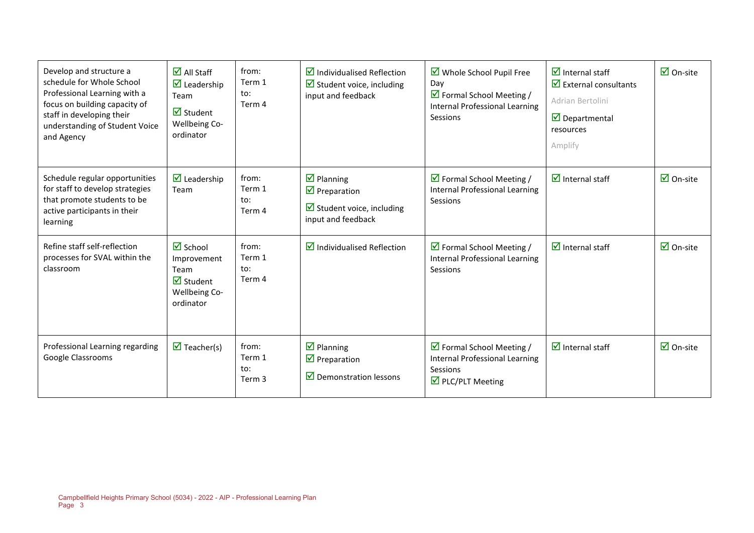| | | | | | | |
|---|---|---|---|---|---|---|
| Develop and structure a schedule for Whole School Professional Learning with a focus on building capacity of staff in developing their understanding of Student Voice and Agency | ☑ All Staff<br>☑ Leadership Team<br>☑ Student Wellbeing Co-ordinator | from: Term 1<br>to: Term 4 | ☑ Individualised Reflection<br>☑ Student voice, including input and feedback | ☑ Whole School Pupil Free Day<br>☑ Formal School Meeting / Internal Professional Learning Sessions | ☑ Internal staff<br>☑ External consultants<br>Adrian Bertolini<br>☑ Departmental resources<br>Amplify | ☑ On-site |
| Schedule regular opportunities for staff to develop strategies that promote students to be active participants in their learning | ☑ Leadership Team | from: Term 1<br>to: Term 4 | ☑ Planning<br>☑ Preparation<br>☑ Student voice, including input and feedback | ☑ Formal School Meeting / Internal Professional Learning Sessions | ☑ Internal staff | ☑ On-site |
| Refine staff self-reflection processes for SVAL within the classroom | ☑ School Improvement Team<br>☑ Student Wellbeing Co-ordinator | from: Term 1<br>to: Term 4 | ☑ Individualised Reflection | ☑ Formal School Meeting / Internal Professional Learning Sessions | ☑ Internal staff | ☑ On-site |
| Professional Learning regarding Google Classrooms | ☑ Teacher(s) | from: Term 1<br>to: Term 3 | ☑ Planning<br>☑ Preparation<br>☑ Demonstration lessons | ☑ Formal School Meeting / Internal Professional Learning Sessions<br>☑ PLC/PLT Meeting | ☑ Internal staff | ☑ On-site |